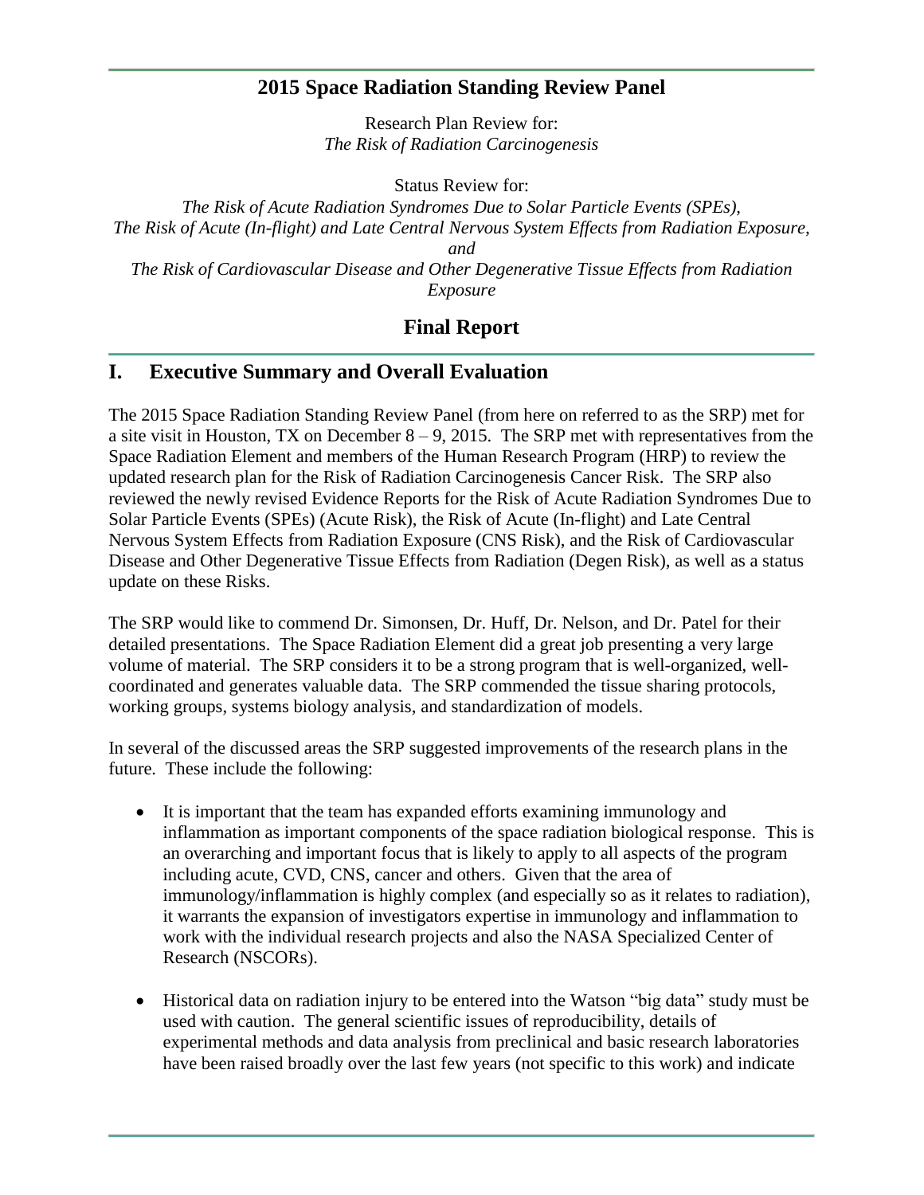# 2015 Space Radiation Standing Review Panel

Research Plan Review for:
*The Risk of Radiation Carcinogenesis*

Status Review for:
*The Risk of Acute Radiation Syndromes Due to Solar Particle Events (SPEs), The Risk of Acute (In-flight) and Late Central Nervous System Effects from Radiation Exposure, and The Risk of Cardiovascular Disease and Other Degenerative Tissue Effects from Radiation Exposure*

# Final Report

## I. Executive Summary and Overall Evaluation

The 2015 Space Radiation Standing Review Panel (from here on referred to as the SRP) met for a site visit in Houston, TX on December 8 – 9, 2015. The SRP met with representatives from the Space Radiation Element and members of the Human Research Program (HRP) to review the updated research plan for the Risk of Radiation Carcinogenesis Cancer Risk. The SRP also reviewed the newly revised Evidence Reports for the Risk of Acute Radiation Syndromes Due to Solar Particle Events (SPEs) (Acute Risk), the Risk of Acute (In-flight) and Late Central Nervous System Effects from Radiation Exposure (CNS Risk), and the Risk of Cardiovascular Disease and Other Degenerative Tissue Effects from Radiation (Degen Risk), as well as a status update on these Risks.

The SRP would like to commend Dr. Simonsen, Dr. Huff, Dr. Nelson, and Dr. Patel for their detailed presentations. The Space Radiation Element did a great job presenting a very large volume of material. The SRP considers it to be a strong program that is well-organized, well-coordinated and generates valuable data. The SRP commended the tissue sharing protocols, working groups, systems biology analysis, and standardization of models.

In several of the discussed areas the SRP suggested improvements of the research plans in the future. These include the following:

- It is important that the team has expanded efforts examining immunology and inflammation as important components of the space radiation biological response. This is an overarching and important focus that is likely to apply to all aspects of the program including acute, CVD, CNS, cancer and others. Given that the area of immunology/inflammation is highly complex (and especially so as it relates to radiation), it warrants the expansion of investigators expertise in immunology and inflammation to work with the individual research projects and also the NASA Specialized Center of Research (NSCORs).
- Historical data on radiation injury to be entered into the Watson "big data" study must be used with caution. The general scientific issues of reproducibility, details of experimental methods and data analysis from preclinical and basic research laboratories have been raised broadly over the last few years (not specific to this work) and indicate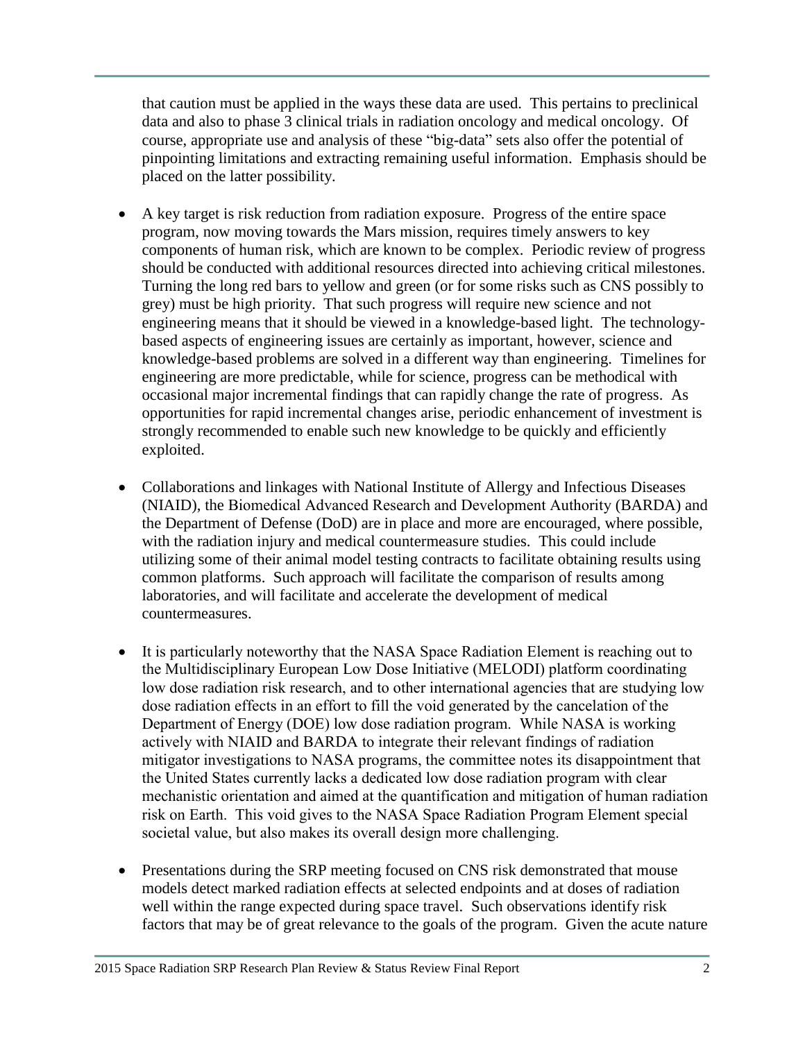that caution must be applied in the ways these data are used. This pertains to preclinical data and also to phase 3 clinical trials in radiation oncology and medical oncology. Of course, appropriate use and analysis of these "big-data" sets also offer the potential of pinpointing limitations and extracting remaining useful information. Emphasis should be placed on the latter possibility.

- A key target is risk reduction from radiation exposure. Progress of the entire space program, now moving towards the Mars mission, requires timely answers to key components of human risk, which are known to be complex. Periodic review of progress should be conducted with additional resources directed into achieving critical milestones. Turning the long red bars to yellow and green (or for some risks such as CNS possibly to grey) must be high priority. That such progress will require new science and not engineering means that it should be viewed in a knowledge-based light. The technology-based aspects of engineering issues are certainly as important, however, science and knowledge-based problems are solved in a different way than engineering. Timelines for engineering are more predictable, while for science, progress can be methodical with occasional major incremental findings that can rapidly change the rate of progress. As opportunities for rapid incremental changes arise, periodic enhancement of investment is strongly recommended to enable such new knowledge to be quickly and efficiently exploited.

- Collaborations and linkages with National Institute of Allergy and Infectious Diseases (NIAID), the Biomedical Advanced Research and Development Authority (BARDA) and the Department of Defense (DoD) are in place and more are encouraged, where possible, with the radiation injury and medical countermeasure studies. This could include utilizing some of their animal model testing contracts to facilitate obtaining results using common platforms. Such approach will facilitate the comparison of results among laboratories, and will facilitate and accelerate the development of medical countermeasures.

- It is particularly noteworthy that the NASA Space Radiation Element is reaching out to the Multidisciplinary European Low Dose Initiative (MELODI) platform coordinating low dose radiation risk research, and to other international agencies that are studying low dose radiation effects in an effort to fill the void generated by the cancelation of the Department of Energy (DOE) low dose radiation program. While NASA is working actively with NIAID and BARDA to integrate their relevant findings of radiation mitigator investigations to NASA programs, the committee notes its disappointment that the United States currently lacks a dedicated low dose radiation program with clear mechanistic orientation and aimed at the quantification and mitigation of human radiation risk on Earth. This void gives to the NASA Space Radiation Program Element special societal value, but also makes its overall design more challenging.

- Presentations during the SRP meeting focused on CNS risk demonstrated that mouse models detect marked radiation effects at selected endpoints and at doses of radiation well within the range expected during space travel. Such observations identify risk factors that may be of great relevance to the goals of the program. Given the acute nature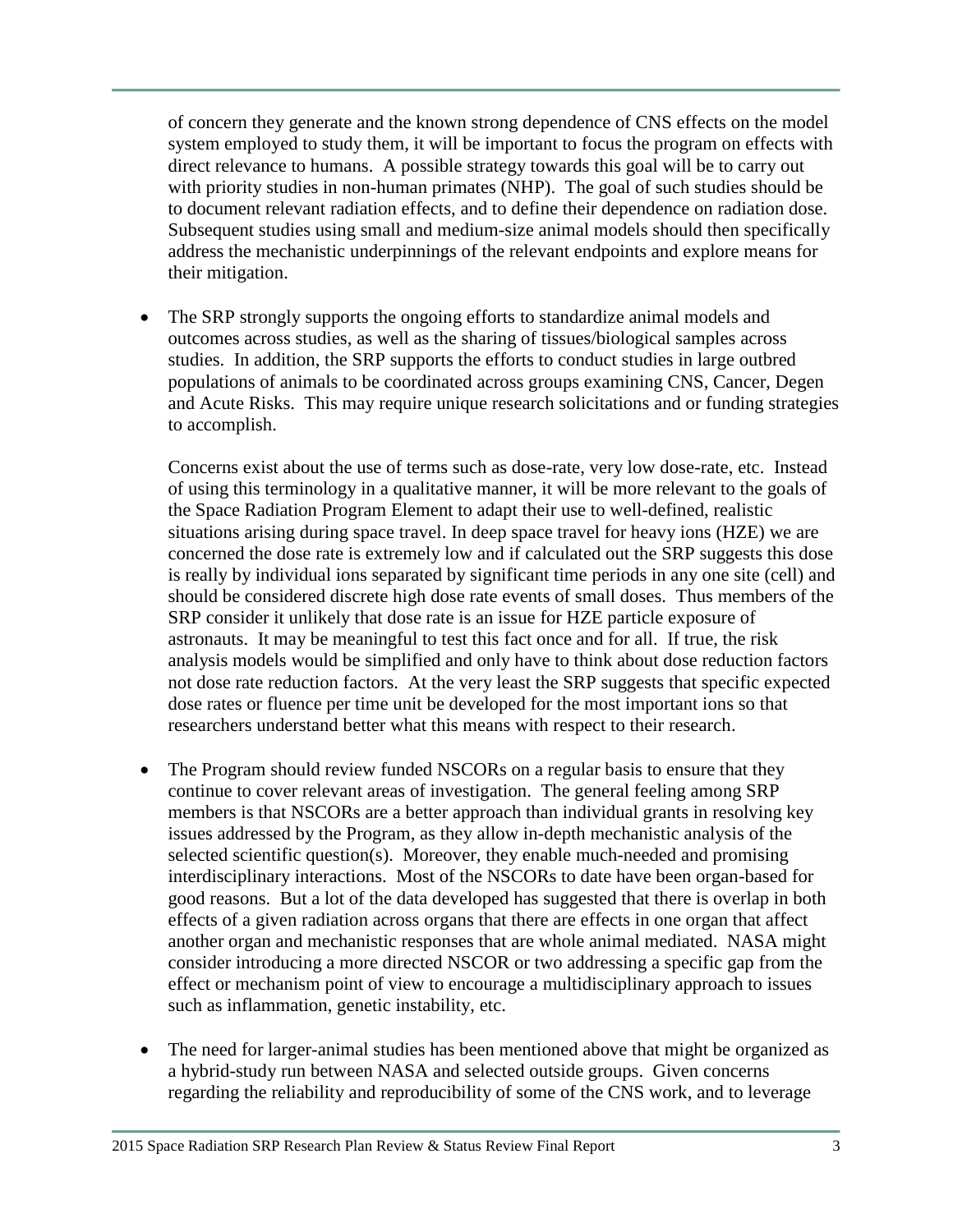of concern they generate and the known strong dependence of CNS effects on the model system employed to study them, it will be important to focus the program on effects with direct relevance to humans. A possible strategy towards this goal will be to carry out with priority studies in non-human primates (NHP). The goal of such studies should be to document relevant radiation effects, and to define their dependence on radiation dose. Subsequent studies using small and medium-size animal models should then specifically address the mechanistic underpinnings of the relevant endpoints and explore means for their mitigation.

- The SRP strongly supports the ongoing efforts to standardize animal models and outcomes across studies, as well as the sharing of tissues/biological samples across studies. In addition, the SRP supports the efforts to conduct studies in large outbred populations of animals to be coordinated across groups examining CNS, Cancer, Degen and Acute Risks. This may require unique research solicitations and or funding strategies to accomplish.

  Concerns exist about the use of terms such as dose-rate, very low dose-rate, etc. Instead of using this terminology in a qualitative manner, it will be more relevant to the goals of the Space Radiation Program Element to adapt their use to well-defined, realistic situations arising during space travel. In deep space travel for heavy ions (HZE) we are concerned the dose rate is extremely low and if calculated out the SRP suggests this dose is really by individual ions separated by significant time periods in any one site (cell) and should be considered discrete high dose rate events of small doses. Thus members of the SRP consider it unlikely that dose rate is an issue for HZE particle exposure of astronauts. It may be meaningful to test this fact once and for all. If true, the risk analysis models would be simplified and only have to think about dose reduction factors not dose rate reduction factors. At the very least the SRP suggests that specific expected dose rates or fluence per time unit be developed for the most important ions so that researchers understand better what this means with respect to their research.

- The Program should review funded NSCORs on a regular basis to ensure that they continue to cover relevant areas of investigation. The general feeling among SRP members is that NSCORs are a better approach than individual grants in resolving key issues addressed by the Program, as they allow in-depth mechanistic analysis of the selected scientific question(s). Moreover, they enable much-needed and promising interdisciplinary interactions. Most of the NSCORs to date have been organ-based for good reasons. But a lot of the data developed has suggested that there is overlap in both effects of a given radiation across organs that there are effects in one organ that affect another organ and mechanistic responses that are whole animal mediated. NASA might consider introducing a more directed NSCOR or two addressing a specific gap from the effect or mechanism point of view to encourage a multidisciplinary approach to issues such as inflammation, genetic instability, etc.

- The need for larger-animal studies has been mentioned above that might be organized as a hybrid-study run between NASA and selected outside groups. Given concerns regarding the reliability and reproducibility of some of the CNS work, and to leverage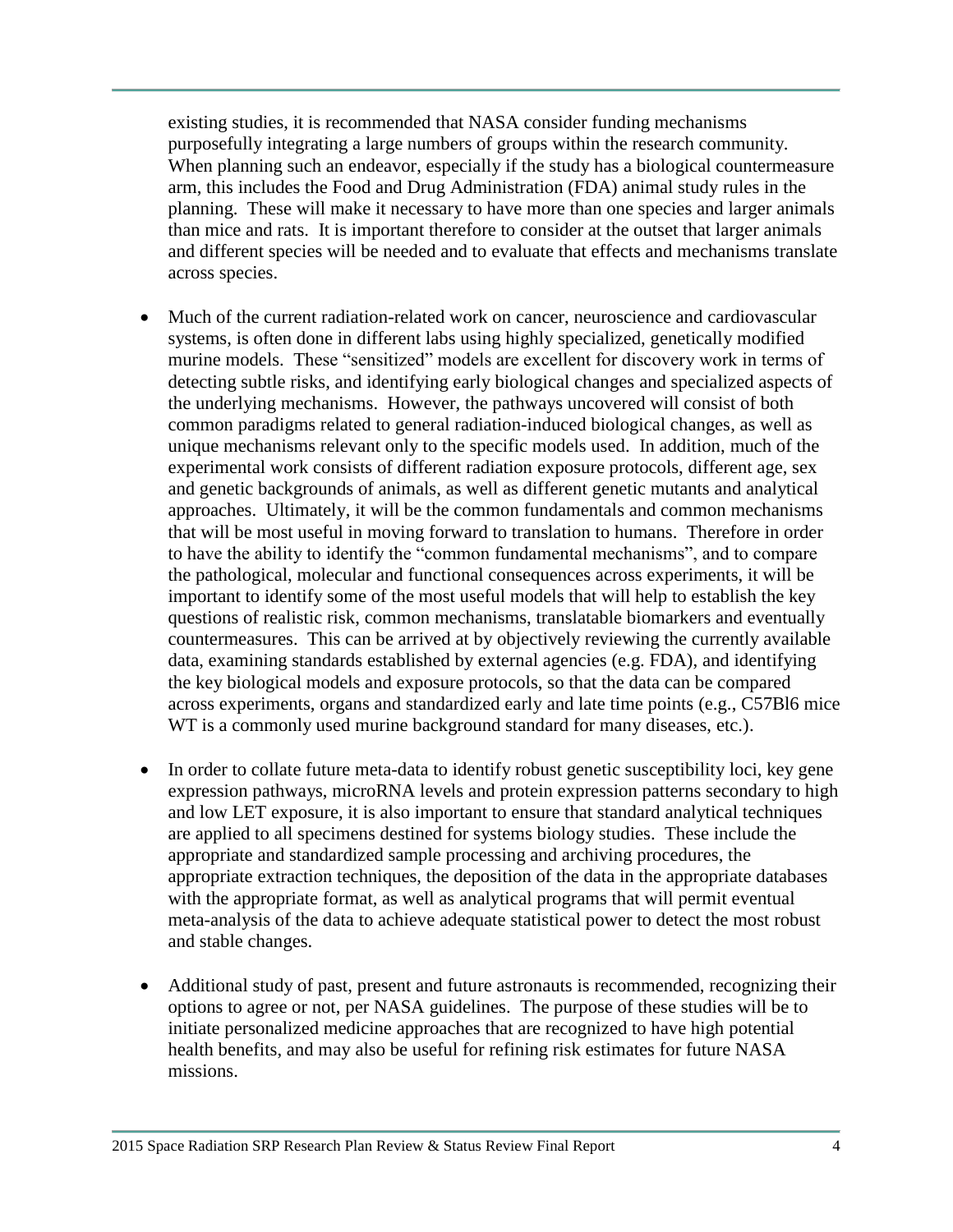existing studies, it is recommended that NASA consider funding mechanisms purposefully integrating a large numbers of groups within the research community. When planning such an endeavor, especially if the study has a biological countermeasure arm, this includes the Food and Drug Administration (FDA) animal study rules in the planning. These will make it necessary to have more than one species and larger animals than mice and rats. It is important therefore to consider at the outset that larger animals and different species will be needed and to evaluate that effects and mechanisms translate across species.

- Much of the current radiation-related work on cancer, neuroscience and cardiovascular systems, is often done in different labs using highly specialized, genetically modified murine models. These "sensitized" models are excellent for discovery work in terms of detecting subtle risks, and identifying early biological changes and specialized aspects of the underlying mechanisms. However, the pathways uncovered will consist of both common paradigms related to general radiation-induced biological changes, as well as unique mechanisms relevant only to the specific models used. In addition, much of the experimental work consists of different radiation exposure protocols, different age, sex and genetic backgrounds of animals, as well as different genetic mutants and analytical approaches. Ultimately, it will be the common fundamentals and common mechanisms that will be most useful in moving forward to translation to humans. Therefore in order to have the ability to identify the "common fundamental mechanisms", and to compare the pathological, molecular and functional consequences across experiments, it will be important to identify some of the most useful models that will help to establish the key questions of realistic risk, common mechanisms, translatable biomarkers and eventually countermeasures. This can be arrived at by objectively reviewing the currently available data, examining standards established by external agencies (e.g. FDA), and identifying the key biological models and exposure protocols, so that the data can be compared across experiments, organs and standardized early and late time points (e.g., C57Bl6 mice WT is a commonly used murine background standard for many diseases, etc.).

- In order to collate future meta-data to identify robust genetic susceptibility loci, key gene expression pathways, microRNA levels and protein expression patterns secondary to high and low LET exposure, it is also important to ensure that standard analytical techniques are applied to all specimens destined for systems biology studies. These include the appropriate and standardized sample processing and archiving procedures, the appropriate extraction techniques, the deposition of the data in the appropriate databases with the appropriate format, as well as analytical programs that will permit eventual meta-analysis of the data to achieve adequate statistical power to detect the most robust and stable changes.

- Additional study of past, present and future astronauts is recommended, recognizing their options to agree or not, per NASA guidelines. The purpose of these studies will be to initiate personalized medicine approaches that are recognized to have high potential health benefits, and may also be useful for refining risk estimates for future NASA missions.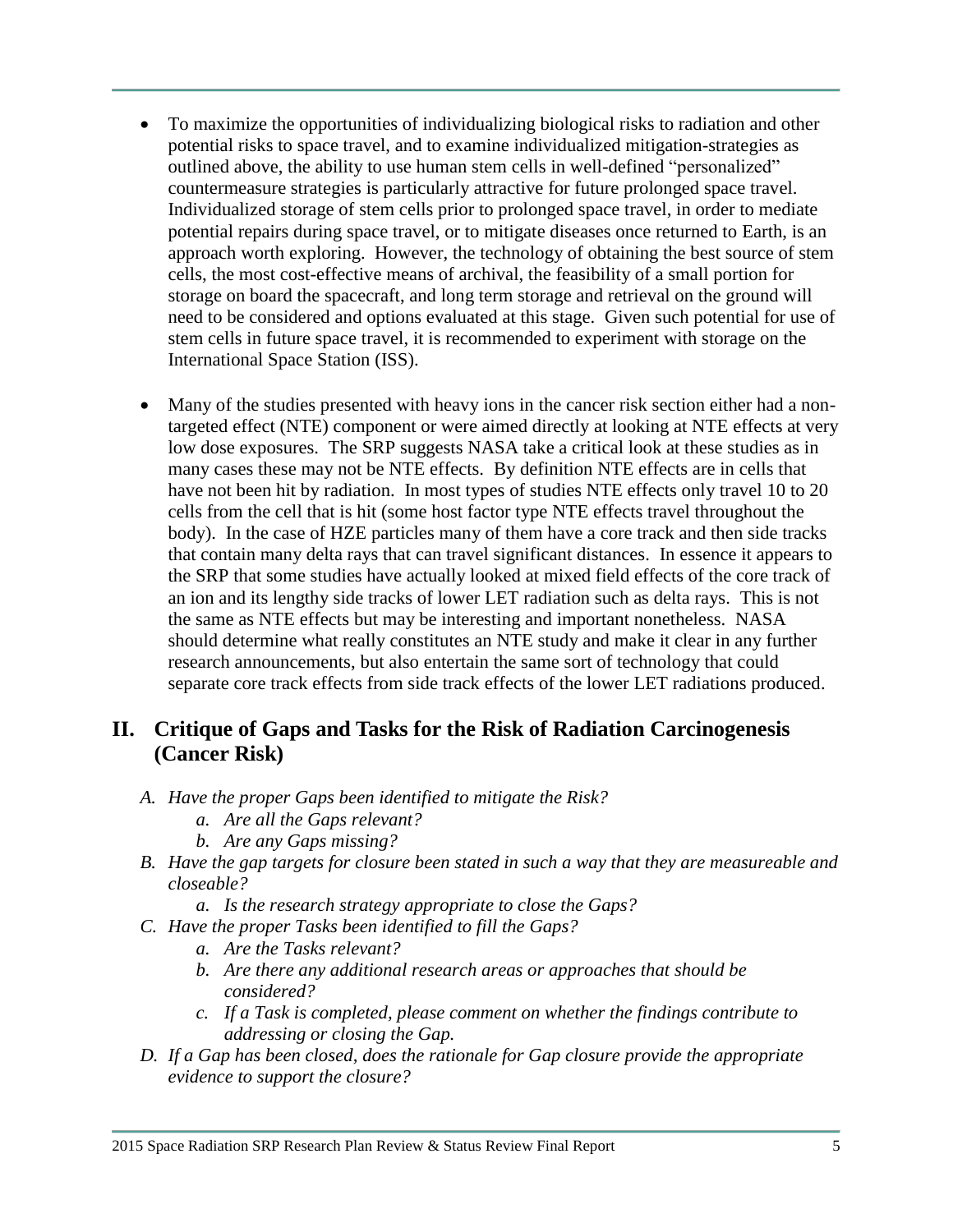- To maximize the opportunities of individualizing biological risks to radiation and other potential risks to space travel, and to examine individualized mitigation-strategies as outlined above, the ability to use human stem cells in well-defined "personalized" countermeasure strategies is particularly attractive for future prolonged space travel. Individualized storage of stem cells prior to prolonged space travel, in order to mediate potential repairs during space travel, or to mitigate diseases once returned to Earth, is an approach worth exploring. However, the technology of obtaining the best source of stem cells, the most cost-effective means of archival, the feasibility of a small portion for storage on board the spacecraft, and long term storage and retrieval on the ground will need to be considered and options evaluated at this stage. Given such potential for use of stem cells in future space travel, it is recommended to experiment with storage on the International Space Station (ISS).

- Many of the studies presented with heavy ions in the cancer risk section either had a non-targeted effect (NTE) component or were aimed directly at looking at NTE effects at very low dose exposures. The SRP suggests NASA take a critical look at these studies as in many cases these may not be NTE effects. By definition NTE effects are in cells that have not been hit by radiation. In most types of studies NTE effects only travel 10 to 20 cells from the cell that is hit (some host factor type NTE effects travel throughout the body). In the case of HZE particles many of them have a core track and then side tracks that contain many delta rays that can travel significant distances. In essence it appears to the SRP that some studies have actually looked at mixed field effects of the core track of an ion and its lengthy side tracks of lower LET radiation such as delta rays. This is not the same as NTE effects but may be interesting and important nonetheless. NASA should determine what really constitutes an NTE study and make it clear in any further research announcements, but also entertain the same sort of technology that could separate core track effects from side track effects of the lower LET radiations produced.

## II. Critique of Gaps and Tasks for the Risk of Radiation Carcinogenesis (Cancer Risk)

A. *Have the proper Gaps been identified to mitigate the Risk?*
   a. *Are all the Gaps relevant?*
   b. *Are any Gaps missing?*

B. *Have the gap targets for closure been stated in such a way that they are measureable and closeable?*
   a. *Is the research strategy appropriate to close the Gaps?*

C. *Have the proper Tasks been identified to fill the Gaps?*
   a. *Are the Tasks relevant?*
   b. *Are there any additional research areas or approaches that should be considered?*
   c. *If a Task is completed, please comment on whether the findings contribute to addressing or closing the Gap.*

D. *If a Gap has been closed, does the rationale for Gap closure provide the appropriate evidence to support the closure?*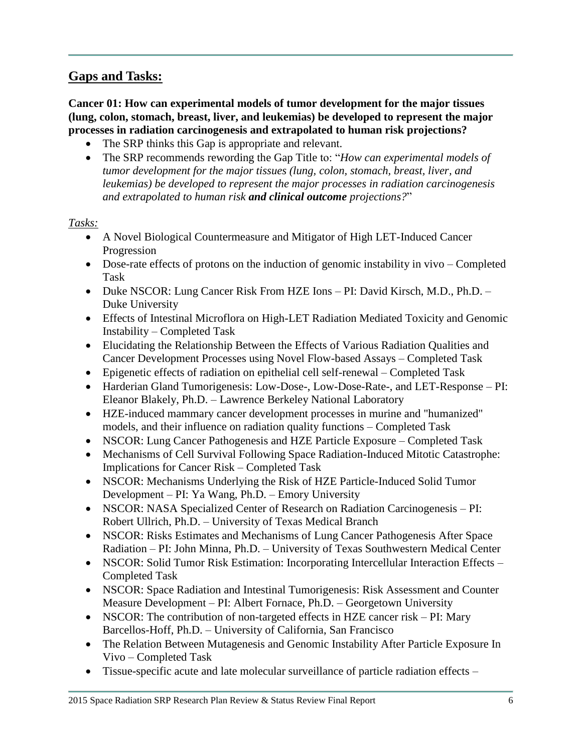## Gaps and Tasks:

**Cancer 01: How can experimental models of tumor development for the major tissues (lung, colon, stomach, breast, liver, and leukemias) be developed to represent the major processes in radiation carcinogenesis and extrapolated to human risk projections?**

- The SRP thinks this Gap is appropriate and relevant.
- The SRP recommends rewording the Gap Title to: "*How can experimental models of tumor development for the major tissues (lung, colon, stomach, breast, liver, and leukemias) be developed to represent the major processes in radiation carcinogenesis and extrapolated to human risk* ***and clinical outcome*** *projections?*"

*Tasks:*

- A Novel Biological Countermeasure and Mitigator of High LET-Induced Cancer Progression
- Dose-rate effects of protons on the induction of genomic instability in vivo – Completed Task
- Duke NSCOR: Lung Cancer Risk From HZE Ions – PI: David Kirsch, M.D., Ph.D. – Duke University
- Effects of Intestinal Microflora on High-LET Radiation Mediated Toxicity and Genomic Instability – Completed Task
- Elucidating the Relationship Between the Effects of Various Radiation Qualities and Cancer Development Processes using Novel Flow-based Assays – Completed Task
- Epigenetic effects of radiation on epithelial cell self-renewal – Completed Task
- Harderian Gland Tumorigenesis: Low-Dose-, Low-Dose-Rate-, and LET-Response – PI: Eleanor Blakely, Ph.D. – Lawrence Berkeley National Laboratory
- HZE-induced mammary cancer development processes in murine and "humanized" models, and their influence on radiation quality functions – Completed Task
- NSCOR: Lung Cancer Pathogenesis and HZE Particle Exposure – Completed Task
- Mechanisms of Cell Survival Following Space Radiation-Induced Mitotic Catastrophe: Implications for Cancer Risk – Completed Task
- NSCOR: Mechanisms Underlying the Risk of HZE Particle-Induced Solid Tumor Development – PI: Ya Wang, Ph.D. – Emory University
- NSCOR: NASA Specialized Center of Research on Radiation Carcinogenesis – PI: Robert Ullrich, Ph.D. – University of Texas Medical Branch
- NSCOR: Risks Estimates and Mechanisms of Lung Cancer Pathogenesis After Space Radiation – PI: John Minna, Ph.D. – University of Texas Southwestern Medical Center
- NSCOR: Solid Tumor Risk Estimation: Incorporating Intercellular Interaction Effects – Completed Task
- NSCOR: Space Radiation and Intestinal Tumorigenesis: Risk Assessment and Counter Measure Development – PI: Albert Fornace, Ph.D. – Georgetown University
- NSCOR: The contribution of non-targeted effects in HZE cancer risk – PI: Mary Barcellos-Hoff, Ph.D. – University of California, San Francisco
- The Relation Between Mutagenesis and Genomic Instability After Particle Exposure In Vivo – Completed Task
- Tissue-specific acute and late molecular surveillance of particle radiation effects –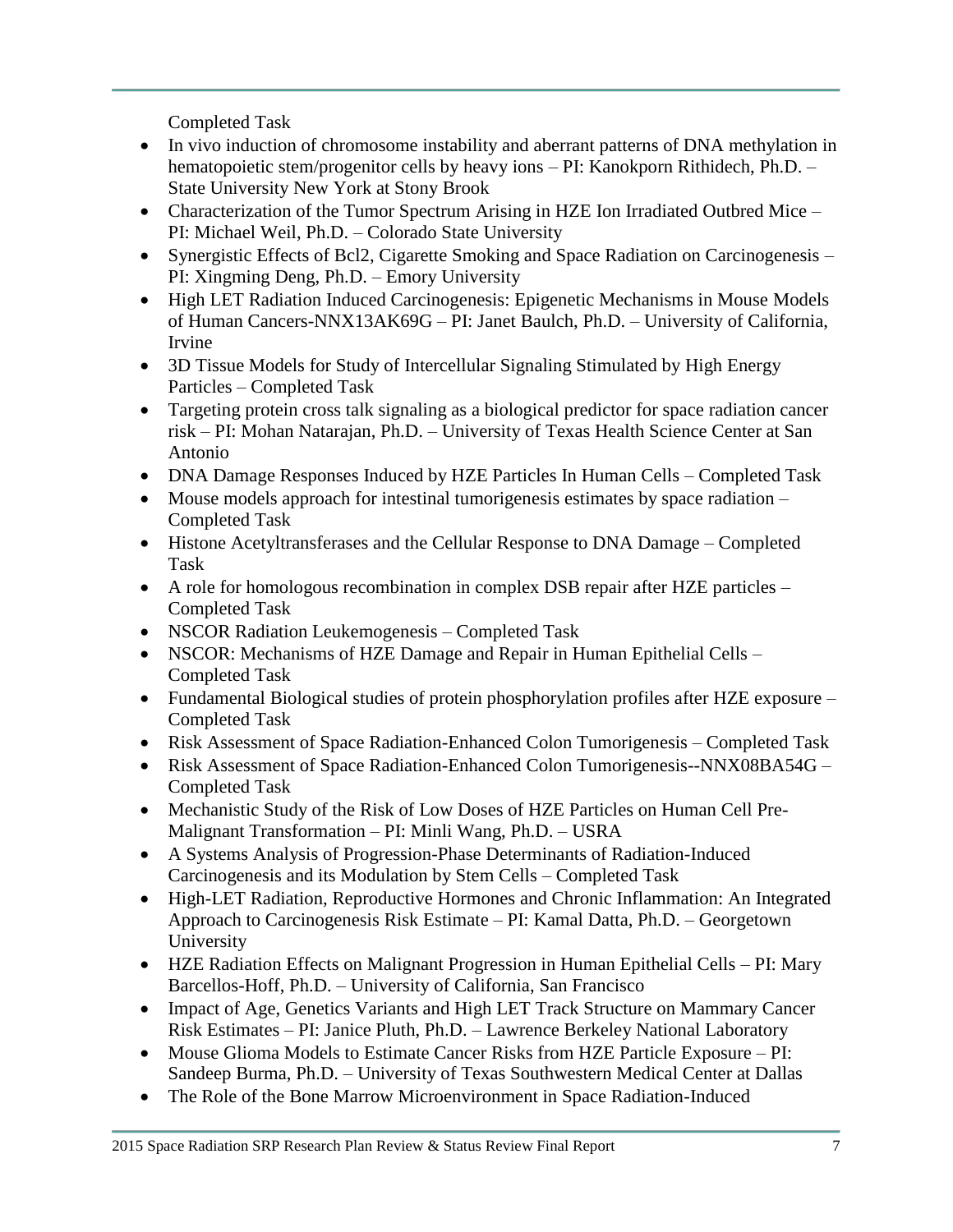Completed Task

- In vivo induction of chromosome instability and aberrant patterns of DNA methylation in hematopoietic stem/progenitor cells by heavy ions – PI: Kanokporn Rithidech, Ph.D. – State University New York at Stony Brook
- Characterization of the Tumor Spectrum Arising in HZE Ion Irradiated Outbred Mice – PI: Michael Weil, Ph.D. – Colorado State University
- Synergistic Effects of Bcl2, Cigarette Smoking and Space Radiation on Carcinogenesis – PI: Xingming Deng, Ph.D. – Emory University
- High LET Radiation Induced Carcinogenesis: Epigenetic Mechanisms in Mouse Models of Human Cancers-NNX13AK69G – PI: Janet Baulch, Ph.D. – University of California, Irvine
- 3D Tissue Models for Study of Intercellular Signaling Stimulated by High Energy Particles – Completed Task
- Targeting protein cross talk signaling as a biological predictor for space radiation cancer risk – PI: Mohan Natarajan, Ph.D. – University of Texas Health Science Center at San Antonio
- DNA Damage Responses Induced by HZE Particles In Human Cells – Completed Task
- Mouse models approach for intestinal tumorigenesis estimates by space radiation – Completed Task
- Histone Acetyltransferases and the Cellular Response to DNA Damage – Completed Task
- A role for homologous recombination in complex DSB repair after HZE particles – Completed Task
- NSCOR Radiation Leukemogenesis – Completed Task
- NSCOR: Mechanisms of HZE Damage and Repair in Human Epithelial Cells – Completed Task
- Fundamental Biological studies of protein phosphorylation profiles after HZE exposure – Completed Task
- Risk Assessment of Space Radiation-Enhanced Colon Tumorigenesis – Completed Task
- Risk Assessment of Space Radiation-Enhanced Colon Tumorigenesis--NNX08BA54G – Completed Task
- Mechanistic Study of the Risk of Low Doses of HZE Particles on Human Cell Pre-Malignant Transformation – PI: Minli Wang, Ph.D. – USRA
- A Systems Analysis of Progression-Phase Determinants of Radiation-Induced Carcinogenesis and its Modulation by Stem Cells – Completed Task
- High-LET Radiation, Reproductive Hormones and Chronic Inflammation: An Integrated Approach to Carcinogenesis Risk Estimate – PI: Kamal Datta, Ph.D. – Georgetown University
- HZE Radiation Effects on Malignant Progression in Human Epithelial Cells – PI: Mary Barcellos-Hoff, Ph.D. – University of California, San Francisco
- Impact of Age, Genetics Variants and High LET Track Structure on Mammary Cancer Risk Estimates – PI: Janice Pluth, Ph.D. – Lawrence Berkeley National Laboratory
- Mouse Glioma Models to Estimate Cancer Risks from HZE Particle Exposure – PI: Sandeep Burma, Ph.D. – University of Texas Southwestern Medical Center at Dallas
- The Role of the Bone Marrow Microenvironment in Space Radiation-Induced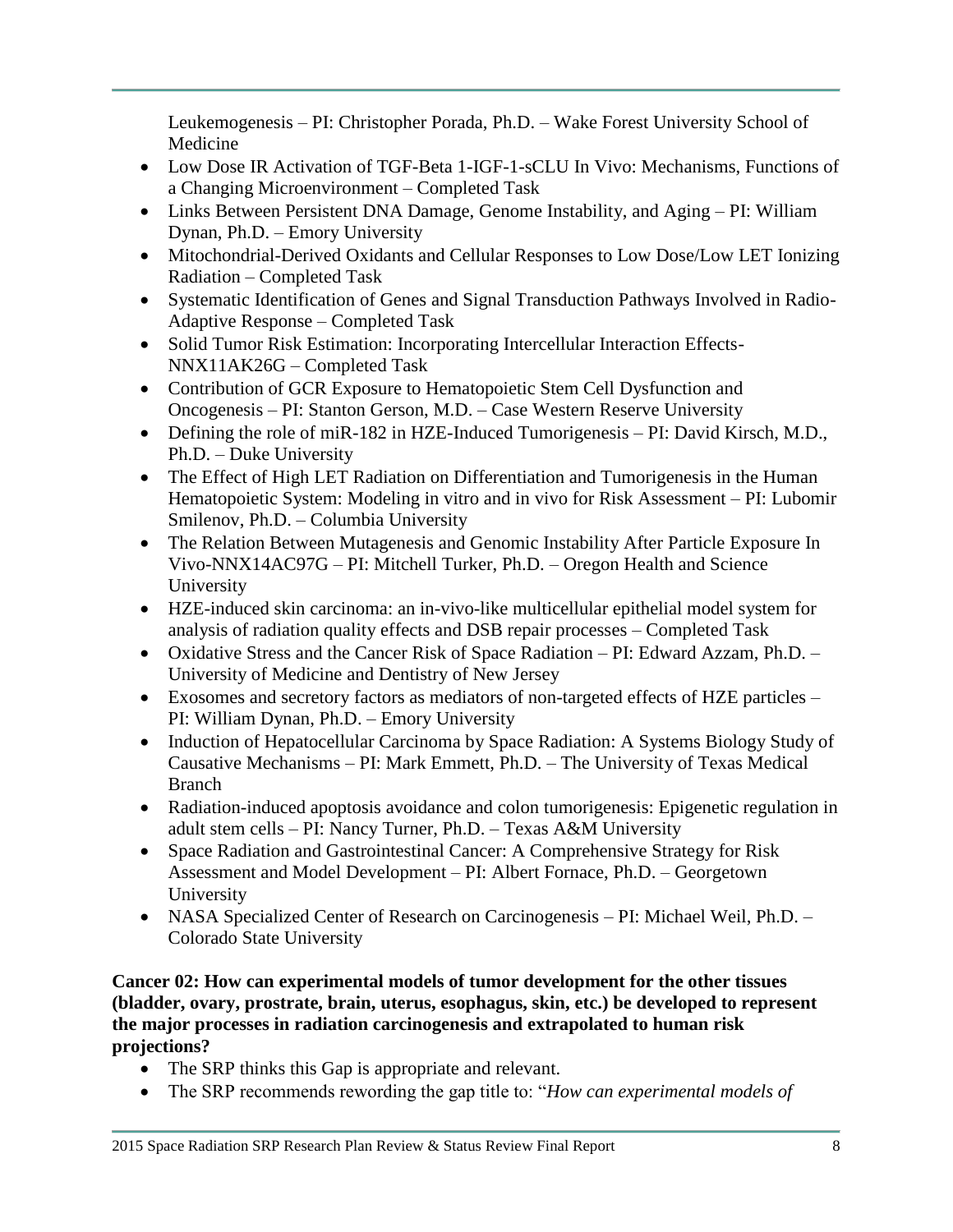Leukemogenesis – PI: Christopher Porada, Ph.D. – Wake Forest University School of Medicine

- Low Dose IR Activation of TGF-Beta 1-IGF-1-sCLU In Vivo: Mechanisms, Functions of a Changing Microenvironment – Completed Task
- Links Between Persistent DNA Damage, Genome Instability, and Aging – PI: William Dynan, Ph.D. – Emory University
- Mitochondrial-Derived Oxidants and Cellular Responses to Low Dose/Low LET Ionizing Radiation – Completed Task
- Systematic Identification of Genes and Signal Transduction Pathways Involved in Radio-Adaptive Response – Completed Task
- Solid Tumor Risk Estimation: Incorporating Intercellular Interaction Effects-NNX11AK26G – Completed Task
- Contribution of GCR Exposure to Hematopoietic Stem Cell Dysfunction and Oncogenesis – PI: Stanton Gerson, M.D. – Case Western Reserve University
- Defining the role of miR-182 in HZE-Induced Tumorigenesis – PI: David Kirsch, M.D., Ph.D. – Duke University
- The Effect of High LET Radiation on Differentiation and Tumorigenesis in the Human Hematopoietic System: Modeling in vitro and in vivo for Risk Assessment – PI: Lubomir Smilenov, Ph.D. – Columbia University
- The Relation Between Mutagenesis and Genomic Instability After Particle Exposure In Vivo-NNX14AC97G – PI: Mitchell Turker, Ph.D. – Oregon Health and Science University
- HZE-induced skin carcinoma: an in-vivo-like multicellular epithelial model system for analysis of radiation quality effects and DSB repair processes – Completed Task
- Oxidative Stress and the Cancer Risk of Space Radiation – PI: Edward Azzam, Ph.D. – University of Medicine and Dentistry of New Jersey
- Exosomes and secretory factors as mediators of non-targeted effects of HZE particles – PI: William Dynan, Ph.D. – Emory University
- Induction of Hepatocellular Carcinoma by Space Radiation: A Systems Biology Study of Causative Mechanisms – PI: Mark Emmett, Ph.D. – The University of Texas Medical Branch
- Radiation-induced apoptosis avoidance and colon tumorigenesis: Epigenetic regulation in adult stem cells – PI: Nancy Turner, Ph.D. – Texas A&M University
- Space Radiation and Gastrointestinal Cancer: A Comprehensive Strategy for Risk Assessment and Model Development – PI: Albert Fornace, Ph.D. – Georgetown University
- NASA Specialized Center of Research on Carcinogenesis – PI: Michael Weil, Ph.D. – Colorado State University

**Cancer 02: How can experimental models of tumor development for the other tissues (bladder, ovary, prostrate, brain, uterus, esophagus, skin, etc.) be developed to represent the major processes in radiation carcinogenesis and extrapolated to human risk projections?**

- The SRP thinks this Gap is appropriate and relevant.
- The SRP recommends rewording the gap title to: "*How can experimental models of*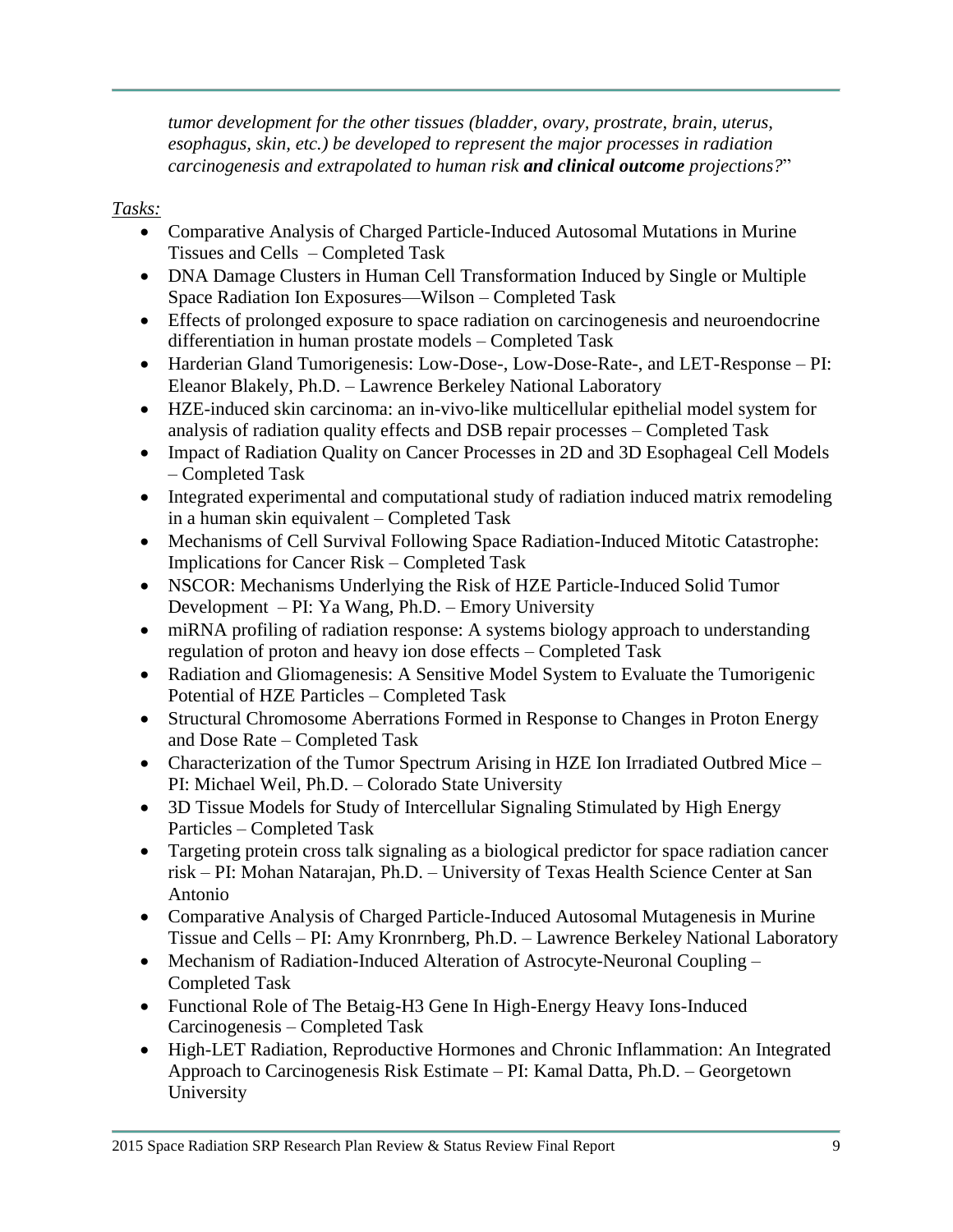*tumor development for the other tissues (bladder, ovary, prostrate, brain, uterus, esophagus, skin, etc.) be developed to represent the major processes in radiation carcinogenesis and extrapolated to human risk **and clinical outcome** projections?*"

*Tasks:*

- Comparative Analysis of Charged Particle-Induced Autosomal Mutations in Murine Tissues and Cells – Completed Task
- DNA Damage Clusters in Human Cell Transformation Induced by Single or Multiple Space Radiation Ion Exposures—Wilson – Completed Task
- Effects of prolonged exposure to space radiation on carcinogenesis and neuroendocrine differentiation in human prostate models – Completed Task
- Harderian Gland Tumorigenesis: Low-Dose-, Low-Dose-Rate-, and LET-Response – PI: Eleanor Blakely, Ph.D. – Lawrence Berkeley National Laboratory
- HZE-induced skin carcinoma: an in-vivo-like multicellular epithelial model system for analysis of radiation quality effects and DSB repair processes – Completed Task
- Impact of Radiation Quality on Cancer Processes in 2D and 3D Esophageal Cell Models – Completed Task
- Integrated experimental and computational study of radiation induced matrix remodeling in a human skin equivalent – Completed Task
- Mechanisms of Cell Survival Following Space Radiation-Induced Mitotic Catastrophe: Implications for Cancer Risk – Completed Task
- NSCOR: Mechanisms Underlying the Risk of HZE Particle-Induced Solid Tumor Development – PI: Ya Wang, Ph.D. – Emory University
- miRNA profiling of radiation response: A systems biology approach to understanding regulation of proton and heavy ion dose effects – Completed Task
- Radiation and Gliomagenesis: A Sensitive Model System to Evaluate the Tumorigenic Potential of HZE Particles – Completed Task
- Structural Chromosome Aberrations Formed in Response to Changes in Proton Energy and Dose Rate – Completed Task
- Characterization of the Tumor Spectrum Arising in HZE Ion Irradiated Outbred Mice – PI: Michael Weil, Ph.D. – Colorado State University
- 3D Tissue Models for Study of Intercellular Signaling Stimulated by High Energy Particles – Completed Task
- Targeting protein cross talk signaling as a biological predictor for space radiation cancer risk – PI: Mohan Natarajan, Ph.D. – University of Texas Health Science Center at San Antonio
- Comparative Analysis of Charged Particle-Induced Autosomal Mutagenesis in Murine Tissue and Cells – PI: Amy Kronrnberg, Ph.D. – Lawrence Berkeley National Laboratory
- Mechanism of Radiation-Induced Alteration of Astrocyte-Neuronal Coupling – Completed Task
- Functional Role of The Betaig-H3 Gene In High-Energy Heavy Ions-Induced Carcinogenesis – Completed Task
- High-LET Radiation, Reproductive Hormones and Chronic Inflammation: An Integrated Approach to Carcinogenesis Risk Estimate – PI: Kamal Datta, Ph.D. – Georgetown University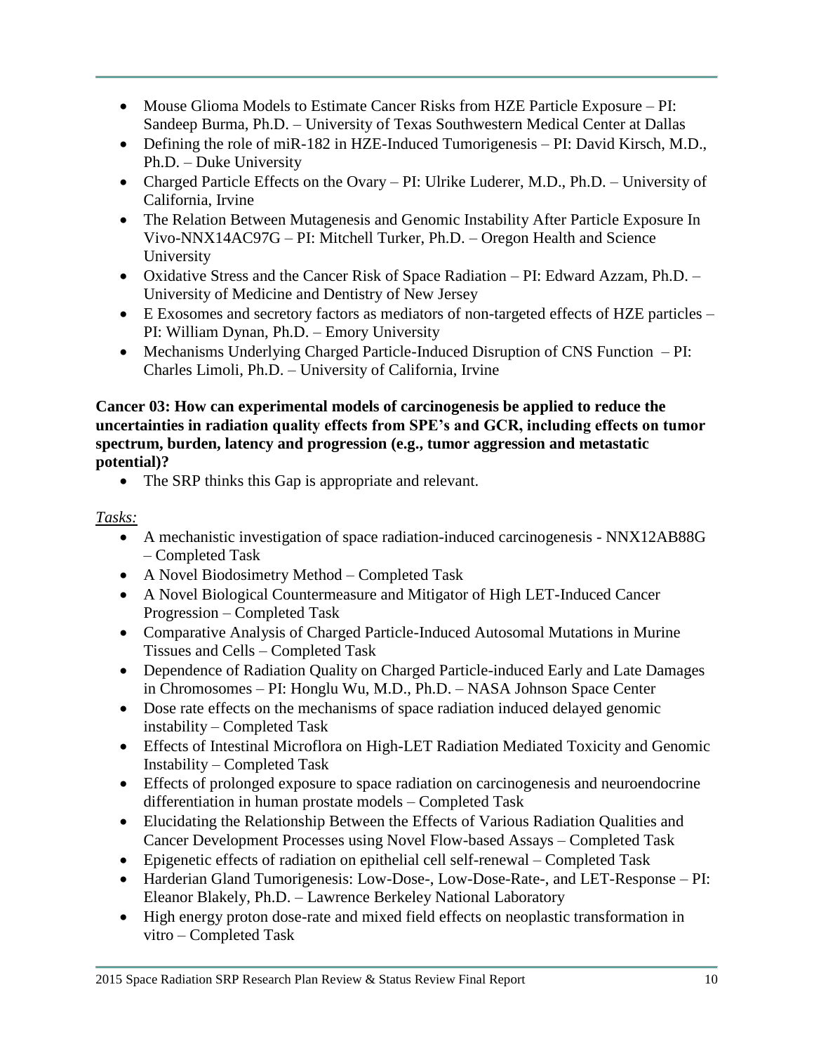- Mouse Glioma Models to Estimate Cancer Risks from HZE Particle Exposure – PI: Sandeep Burma, Ph.D. – University of Texas Southwestern Medical Center at Dallas
- Defining the role of miR-182 in HZE-Induced Tumorigenesis – PI: David Kirsch, M.D., Ph.D. – Duke University
- Charged Particle Effects on the Ovary – PI: Ulrike Luderer, M.D., Ph.D. – University of California, Irvine
- The Relation Between Mutagenesis and Genomic Instability After Particle Exposure In Vivo-NNX14AC97G – PI: Mitchell Turker, Ph.D. – Oregon Health and Science University
- Oxidative Stress and the Cancer Risk of Space Radiation – PI: Edward Azzam, Ph.D. – University of Medicine and Dentistry of New Jersey
- E Exosomes and secretory factors as mediators of non-targeted effects of HZE particles – PI: William Dynan, Ph.D. – Emory University
- Mechanisms Underlying Charged Particle-Induced Disruption of CNS Function – PI: Charles Limoli, Ph.D. – University of California, Irvine

**Cancer 03: How can experimental models of carcinogenesis be applied to reduce the uncertainties in radiation quality effects from SPE's and GCR, including effects on tumor spectrum, burden, latency and progression (e.g., tumor aggression and metastatic potential)?**

- The SRP thinks this Gap is appropriate and relevant.

*Tasks:*

- A mechanistic investigation of space radiation-induced carcinogenesis - NNX12AB88G – Completed Task
- A Novel Biodosimetry Method – Completed Task
- A Novel Biological Countermeasure and Mitigator of High LET-Induced Cancer Progression – Completed Task
- Comparative Analysis of Charged Particle-Induced Autosomal Mutations in Murine Tissues and Cells – Completed Task
- Dependence of Radiation Quality on Charged Particle-induced Early and Late Damages in Chromosomes – PI: Honglu Wu, M.D., Ph.D. – NASA Johnson Space Center
- Dose rate effects on the mechanisms of space radiation induced delayed genomic instability – Completed Task
- Effects of Intestinal Microflora on High-LET Radiation Mediated Toxicity and Genomic Instability – Completed Task
- Effects of prolonged exposure to space radiation on carcinogenesis and neuroendocrine differentiation in human prostate models – Completed Task
- Elucidating the Relationship Between the Effects of Various Radiation Qualities and Cancer Development Processes using Novel Flow-based Assays – Completed Task
- Epigenetic effects of radiation on epithelial cell self-renewal – Completed Task
- Harderian Gland Tumorigenesis: Low-Dose-, Low-Dose-Rate-, and LET-Response – PI: Eleanor Blakely, Ph.D. – Lawrence Berkeley National Laboratory
- High energy proton dose-rate and mixed field effects on neoplastic transformation in vitro – Completed Task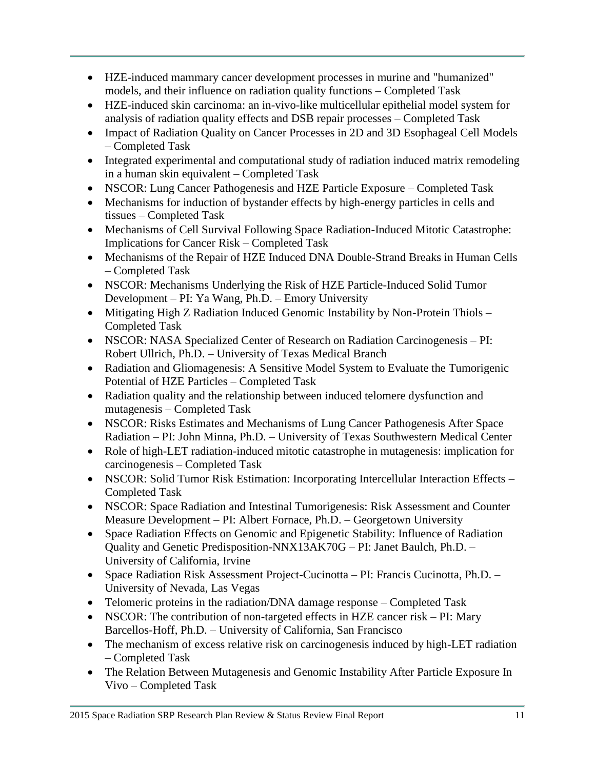- HZE-induced mammary cancer development processes in murine and "humanized" models, and their influence on radiation quality functions – Completed Task
- HZE-induced skin carcinoma: an in-vivo-like multicellular epithelial model system for analysis of radiation quality effects and DSB repair processes – Completed Task
- Impact of Radiation Quality on Cancer Processes in 2D and 3D Esophageal Cell Models – Completed Task
- Integrated experimental and computational study of radiation induced matrix remodeling in a human skin equivalent – Completed Task
- NSCOR: Lung Cancer Pathogenesis and HZE Particle Exposure – Completed Task
- Mechanisms for induction of bystander effects by high-energy particles in cells and tissues – Completed Task
- Mechanisms of Cell Survival Following Space Radiation-Induced Mitotic Catastrophe: Implications for Cancer Risk – Completed Task
- Mechanisms of the Repair of HZE Induced DNA Double-Strand Breaks in Human Cells – Completed Task
- NSCOR: Mechanisms Underlying the Risk of HZE Particle-Induced Solid Tumor Development – PI: Ya Wang, Ph.D. – Emory University
- Mitigating High Z Radiation Induced Genomic Instability by Non-Protein Thiols – Completed Task
- NSCOR: NASA Specialized Center of Research on Radiation Carcinogenesis – PI: Robert Ullrich, Ph.D. – University of Texas Medical Branch
- Radiation and Gliomagenesis: A Sensitive Model System to Evaluate the Tumorigenic Potential of HZE Particles – Completed Task
- Radiation quality and the relationship between induced telomere dysfunction and mutagenesis – Completed Task
- NSCOR: Risks Estimates and Mechanisms of Lung Cancer Pathogenesis After Space Radiation – PI: John Minna, Ph.D. – University of Texas Southwestern Medical Center
- Role of high-LET radiation-induced mitotic catastrophe in mutagenesis: implication for carcinogenesis – Completed Task
- NSCOR: Solid Tumor Risk Estimation: Incorporating Intercellular Interaction Effects – Completed Task
- NSCOR: Space Radiation and Intestinal Tumorigenesis: Risk Assessment and Counter Measure Development – PI: Albert Fornace, Ph.D. – Georgetown University
- Space Radiation Effects on Genomic and Epigenetic Stability: Influence of Radiation Quality and Genetic Predisposition-NNX13AK70G – PI: Janet Baulch, Ph.D. – University of California, Irvine
- Space Radiation Risk Assessment Project-Cucinotta – PI: Francis Cucinotta, Ph.D. – University of Nevada, Las Vegas
- Telomeric proteins in the radiation/DNA damage response – Completed Task
- NSCOR: The contribution of non-targeted effects in HZE cancer risk – PI: Mary Barcellos-Hoff, Ph.D. – University of California, San Francisco
- The mechanism of excess relative risk on carcinogenesis induced by high-LET radiation – Completed Task
- The Relation Between Mutagenesis and Genomic Instability After Particle Exposure In Vivo – Completed Task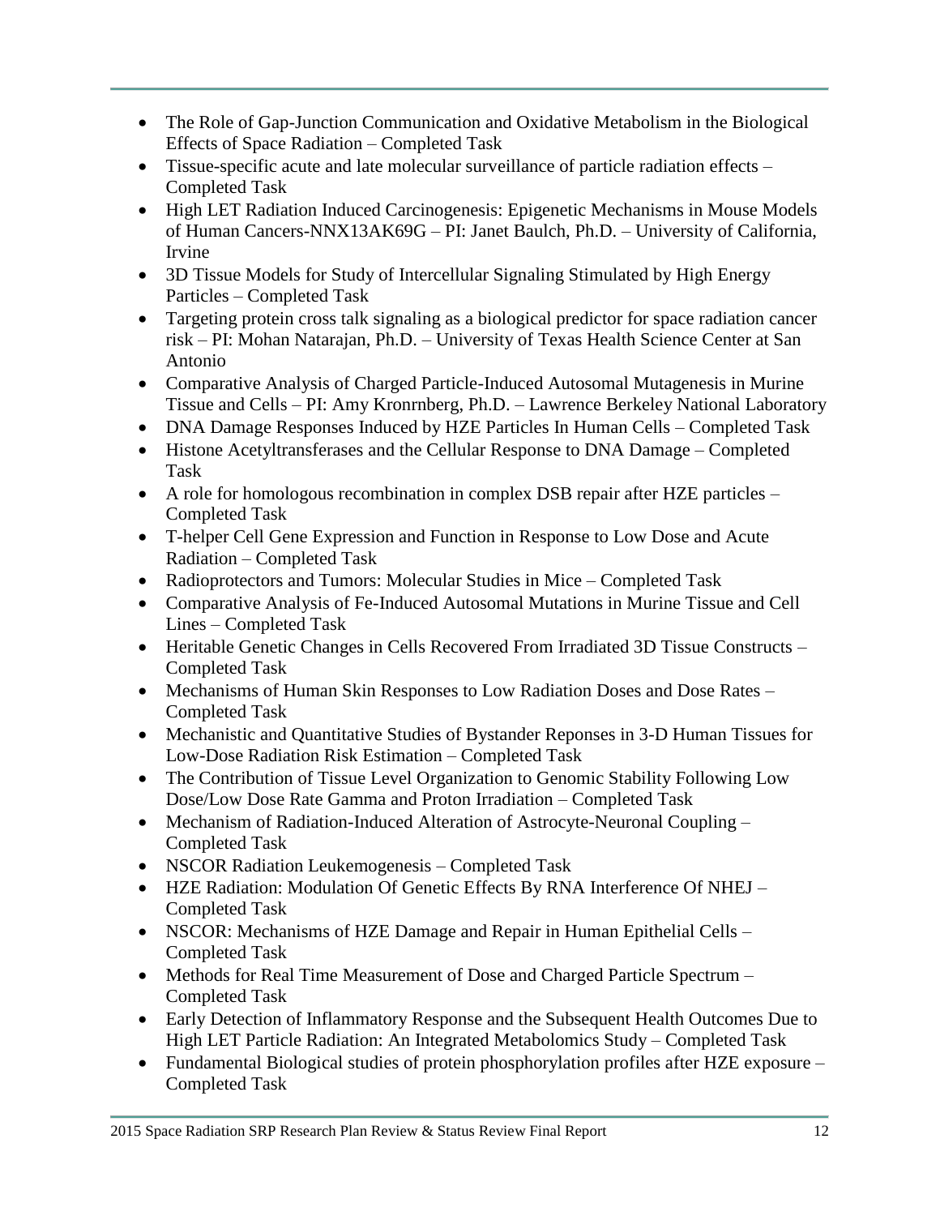- The Role of Gap-Junction Communication and Oxidative Metabolism in the Biological Effects of Space Radiation – Completed Task
- Tissue-specific acute and late molecular surveillance of particle radiation effects – Completed Task
- High LET Radiation Induced Carcinogenesis: Epigenetic Mechanisms in Mouse Models of Human Cancers-NNX13AK69G – PI: Janet Baulch, Ph.D. – University of California, Irvine
- 3D Tissue Models for Study of Intercellular Signaling Stimulated by High Energy Particles – Completed Task
- Targeting protein cross talk signaling as a biological predictor for space radiation cancer risk – PI: Mohan Natarajan, Ph.D. – University of Texas Health Science Center at San Antonio
- Comparative Analysis of Charged Particle-Induced Autosomal Mutagenesis in Murine Tissue and Cells – PI: Amy Kronrnberg, Ph.D. – Lawrence Berkeley National Laboratory
- DNA Damage Responses Induced by HZE Particles In Human Cells – Completed Task
- Histone Acetyltransferases and the Cellular Response to DNA Damage – Completed Task
- A role for homologous recombination in complex DSB repair after HZE particles – Completed Task
- T-helper Cell Gene Expression and Function in Response to Low Dose and Acute Radiation – Completed Task
- Radioprotectors and Tumors: Molecular Studies in Mice – Completed Task
- Comparative Analysis of Fe-Induced Autosomal Mutations in Murine Tissue and Cell Lines – Completed Task
- Heritable Genetic Changes in Cells Recovered From Irradiated 3D Tissue Constructs – Completed Task
- Mechanisms of Human Skin Responses to Low Radiation Doses and Dose Rates – Completed Task
- Mechanistic and Quantitative Studies of Bystander Reponses in 3-D Human Tissues for Low-Dose Radiation Risk Estimation – Completed Task
- The Contribution of Tissue Level Organization to Genomic Stability Following Low Dose/Low Dose Rate Gamma and Proton Irradiation – Completed Task
- Mechanism of Radiation-Induced Alteration of Astrocyte-Neuronal Coupling – Completed Task
- NSCOR Radiation Leukemogenesis – Completed Task
- HZE Radiation: Modulation Of Genetic Effects By RNA Interference Of NHEJ – Completed Task
- NSCOR: Mechanisms of HZE Damage and Repair in Human Epithelial Cells – Completed Task
- Methods for Real Time Measurement of Dose and Charged Particle Spectrum – Completed Task
- Early Detection of Inflammatory Response and the Subsequent Health Outcomes Due to High LET Particle Radiation: An Integrated Metabolomics Study – Completed Task
- Fundamental Biological studies of protein phosphorylation profiles after HZE exposure – Completed Task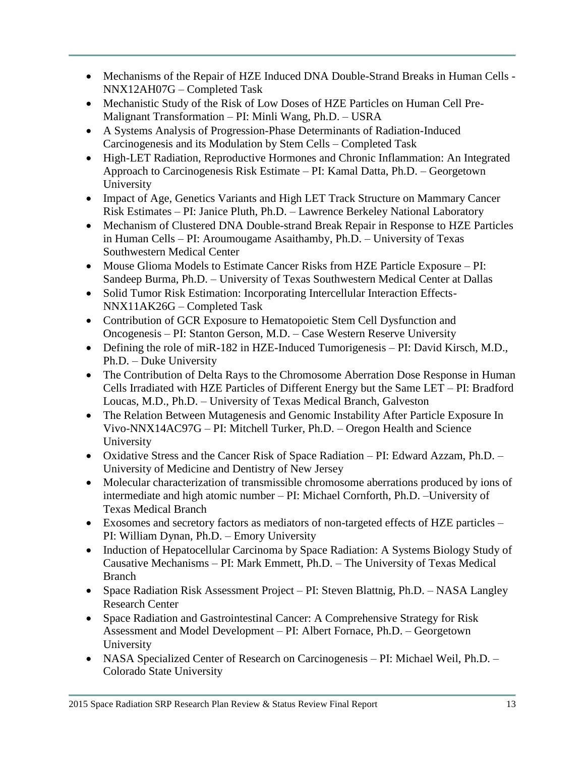- Mechanisms of the Repair of HZE Induced DNA Double-Strand Breaks in Human Cells - NNX12AH07G – Completed Task
- Mechanistic Study of the Risk of Low Doses of HZE Particles on Human Cell Pre-Malignant Transformation – PI: Minli Wang, Ph.D. – USRA
- A Systems Analysis of Progression-Phase Determinants of Radiation-Induced Carcinogenesis and its Modulation by Stem Cells – Completed Task
- High-LET Radiation, Reproductive Hormones and Chronic Inflammation: An Integrated Approach to Carcinogenesis Risk Estimate – PI: Kamal Datta, Ph.D. – Georgetown University
- Impact of Age, Genetics Variants and High LET Track Structure on Mammary Cancer Risk Estimates – PI: Janice Pluth, Ph.D. – Lawrence Berkeley National Laboratory
- Mechanism of Clustered DNA Double-strand Break Repair in Response to HZE Particles in Human Cells – PI: Aroumougame Asaithamby, Ph.D. – University of Texas Southwestern Medical Center
- Mouse Glioma Models to Estimate Cancer Risks from HZE Particle Exposure – PI: Sandeep Burma, Ph.D. – University of Texas Southwestern Medical Center at Dallas
- Solid Tumor Risk Estimation: Incorporating Intercellular Interaction Effects-NNX11AK26G – Completed Task
- Contribution of GCR Exposure to Hematopoietic Stem Cell Dysfunction and Oncogenesis – PI: Stanton Gerson, M.D. – Case Western Reserve University
- Defining the role of miR-182 in HZE-Induced Tumorigenesis – PI: David Kirsch, M.D., Ph.D. – Duke University
- The Contribution of Delta Rays to the Chromosome Aberration Dose Response in Human Cells Irradiated with HZE Particles of Different Energy but the Same LET – PI: Bradford Loucas, M.D., Ph.D. – University of Texas Medical Branch, Galveston
- The Relation Between Mutagenesis and Genomic Instability After Particle Exposure In Vivo-NNX14AC97G – PI: Mitchell Turker, Ph.D. – Oregon Health and Science University
- Oxidative Stress and the Cancer Risk of Space Radiation – PI: Edward Azzam, Ph.D. – University of Medicine and Dentistry of New Jersey
- Molecular characterization of transmissible chromosome aberrations produced by ions of intermediate and high atomic number – PI: Michael Cornforth, Ph.D. –University of Texas Medical Branch
- Exosomes and secretory factors as mediators of non-targeted effects of HZE particles – PI: William Dynan, Ph.D. – Emory University
- Induction of Hepatocellular Carcinoma by Space Radiation: A Systems Biology Study of Causative Mechanisms – PI: Mark Emmett, Ph.D. – The University of Texas Medical Branch
- Space Radiation Risk Assessment Project – PI: Steven Blattnig, Ph.D. – NASA Langley Research Center
- Space Radiation and Gastrointestinal Cancer: A Comprehensive Strategy for Risk Assessment and Model Development – PI: Albert Fornace, Ph.D. – Georgetown University
- NASA Specialized Center of Research on Carcinogenesis – PI: Michael Weil, Ph.D. – Colorado State University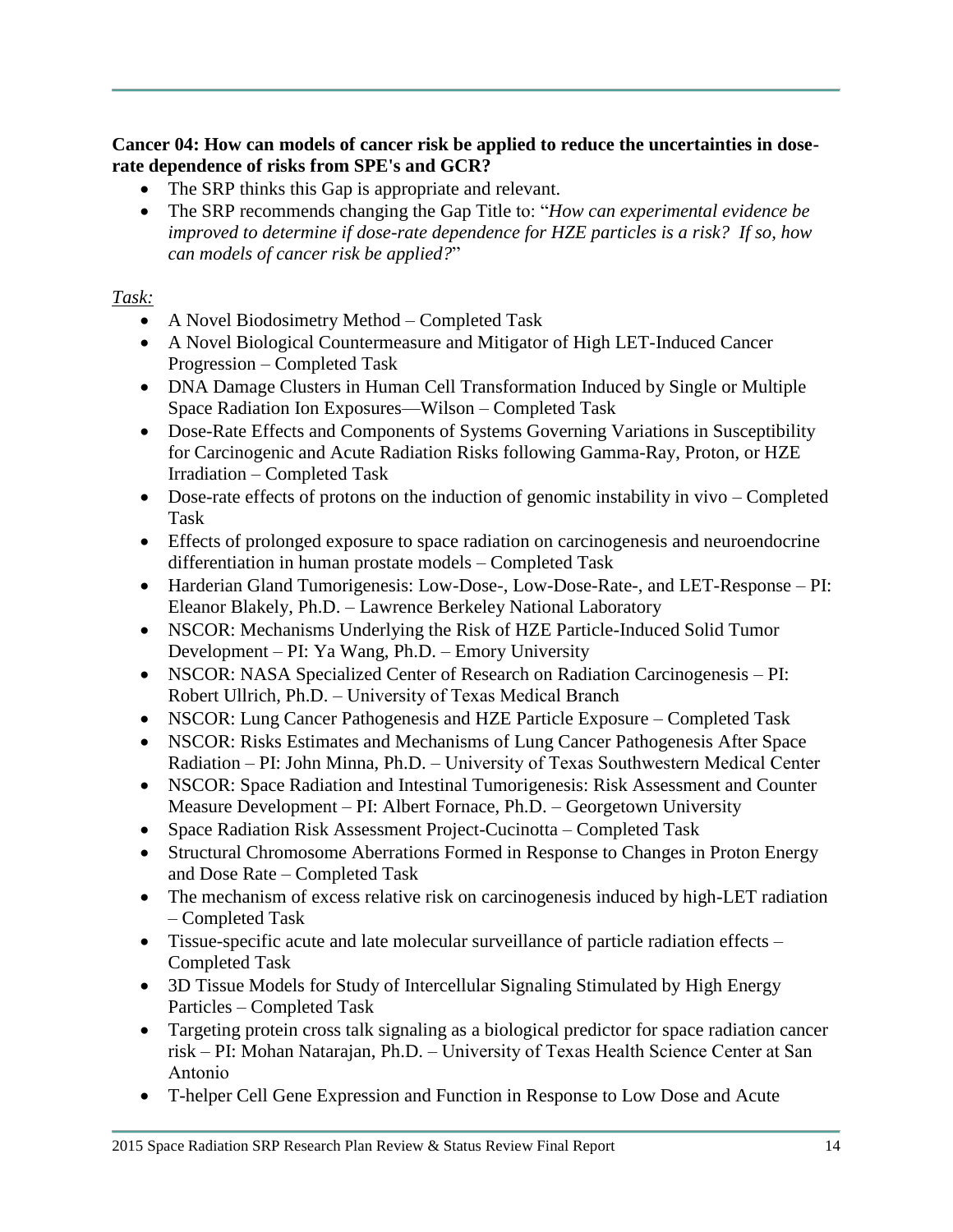**Cancer 04: How can models of cancer risk be applied to reduce the uncertainties in dose-rate dependence of risks from SPE's and GCR?**

- The SRP thinks this Gap is appropriate and relevant.
- The SRP recommends changing the Gap Title to: "*How can experimental evidence be improved to determine if dose-rate dependence for HZE particles is a risk? If so, how can models of cancer risk be applied?*"

*Task:*

- A Novel Biodosimetry Method – Completed Task
- A Novel Biological Countermeasure and Mitigator of High LET-Induced Cancer Progression – Completed Task
- DNA Damage Clusters in Human Cell Transformation Induced by Single or Multiple Space Radiation Ion Exposures—Wilson – Completed Task
- Dose-Rate Effects and Components of Systems Governing Variations in Susceptibility for Carcinogenic and Acute Radiation Risks following Gamma-Ray, Proton, or HZE Irradiation – Completed Task
- Dose-rate effects of protons on the induction of genomic instability in vivo – Completed Task
- Effects of prolonged exposure to space radiation on carcinogenesis and neuroendocrine differentiation in human prostate models – Completed Task
- Harderian Gland Tumorigenesis: Low-Dose-, Low-Dose-Rate-, and LET-Response – PI: Eleanor Blakely, Ph.D. – Lawrence Berkeley National Laboratory
- NSCOR: Mechanisms Underlying the Risk of HZE Particle-Induced Solid Tumor Development – PI: Ya Wang, Ph.D. – Emory University
- NSCOR: NASA Specialized Center of Research on Radiation Carcinogenesis – PI: Robert Ullrich, Ph.D. – University of Texas Medical Branch
- NSCOR: Lung Cancer Pathogenesis and HZE Particle Exposure – Completed Task
- NSCOR: Risks Estimates and Mechanisms of Lung Cancer Pathogenesis After Space Radiation – PI: John Minna, Ph.D. – University of Texas Southwestern Medical Center
- NSCOR: Space Radiation and Intestinal Tumorigenesis: Risk Assessment and Counter Measure Development – PI: Albert Fornace, Ph.D. – Georgetown University
- Space Radiation Risk Assessment Project-Cucinotta – Completed Task
- Structural Chromosome Aberrations Formed in Response to Changes in Proton Energy and Dose Rate – Completed Task
- The mechanism of excess relative risk on carcinogenesis induced by high-LET radiation – Completed Task
- Tissue-specific acute and late molecular surveillance of particle radiation effects – Completed Task
- 3D Tissue Models for Study of Intercellular Signaling Stimulated by High Energy Particles – Completed Task
- Targeting protein cross talk signaling as a biological predictor for space radiation cancer risk – PI: Mohan Natarajan, Ph.D. – University of Texas Health Science Center at San Antonio
- T-helper Cell Gene Expression and Function in Response to Low Dose and Acute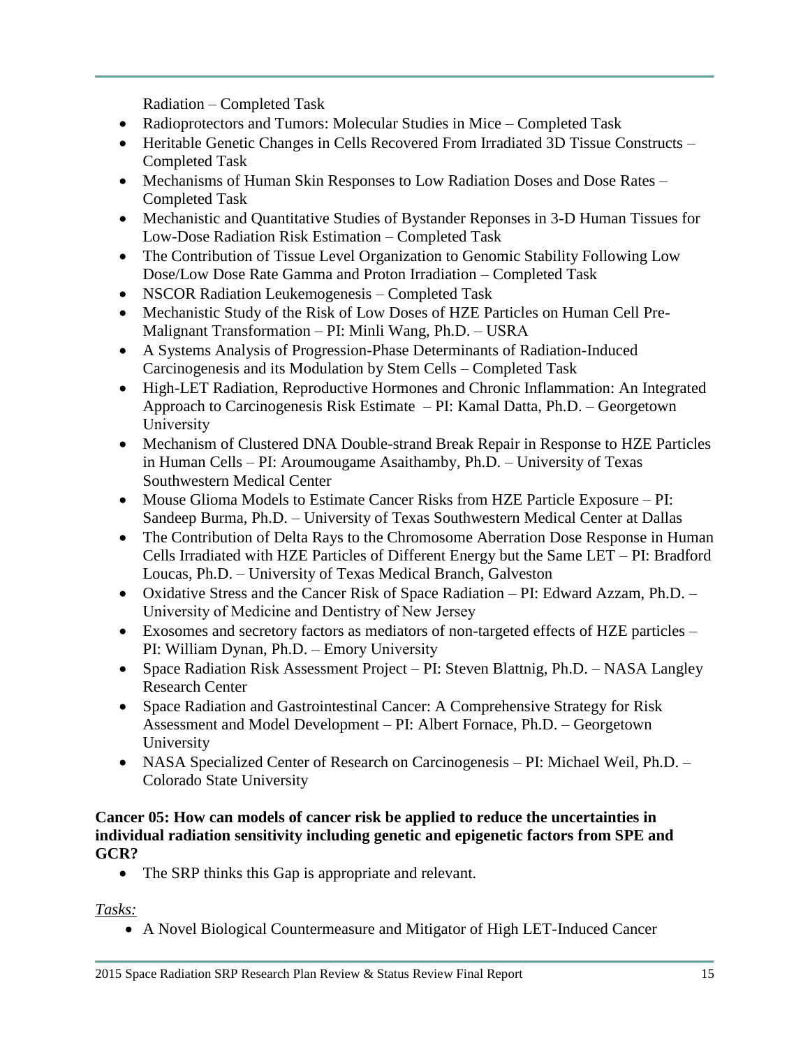Radiation – Completed Task

- Radioprotectors and Tumors: Molecular Studies in Mice – Completed Task
- Heritable Genetic Changes in Cells Recovered From Irradiated 3D Tissue Constructs – Completed Task
- Mechanisms of Human Skin Responses to Low Radiation Doses and Dose Rates – Completed Task
- Mechanistic and Quantitative Studies of Bystander Reponses in 3-D Human Tissues for Low-Dose Radiation Risk Estimation – Completed Task
- The Contribution of Tissue Level Organization to Genomic Stability Following Low Dose/Low Dose Rate Gamma and Proton Irradiation – Completed Task
- NSCOR Radiation Leukemogenesis – Completed Task
- Mechanistic Study of the Risk of Low Doses of HZE Particles on Human Cell Pre-Malignant Transformation – PI: Minli Wang, Ph.D. – USRA
- A Systems Analysis of Progression-Phase Determinants of Radiation-Induced Carcinogenesis and its Modulation by Stem Cells – Completed Task
- High-LET Radiation, Reproductive Hormones and Chronic Inflammation: An Integrated Approach to Carcinogenesis Risk Estimate – PI: Kamal Datta, Ph.D. – Georgetown University
- Mechanism of Clustered DNA Double-strand Break Repair in Response to HZE Particles in Human Cells – PI: Aroumougame Asaithamby, Ph.D. – University of Texas Southwestern Medical Center
- Mouse Glioma Models to Estimate Cancer Risks from HZE Particle Exposure – PI: Sandeep Burma, Ph.D. – University of Texas Southwestern Medical Center at Dallas
- The Contribution of Delta Rays to the Chromosome Aberration Dose Response in Human Cells Irradiated with HZE Particles of Different Energy but the Same LET – PI: Bradford Loucas, Ph.D. – University of Texas Medical Branch, Galveston
- Oxidative Stress and the Cancer Risk of Space Radiation – PI: Edward Azzam, Ph.D. – University of Medicine and Dentistry of New Jersey
- Exosomes and secretory factors as mediators of non-targeted effects of HZE particles – PI: William Dynan, Ph.D. – Emory University
- Space Radiation Risk Assessment Project – PI: Steven Blattnig, Ph.D. – NASA Langley Research Center
- Space Radiation and Gastrointestinal Cancer: A Comprehensive Strategy for Risk Assessment and Model Development – PI: Albert Fornace, Ph.D. – Georgetown University
- NASA Specialized Center of Research on Carcinogenesis – PI: Michael Weil, Ph.D. – Colorado State University

**Cancer 05: How can models of cancer risk be applied to reduce the uncertainties in individual radiation sensitivity including genetic and epigenetic factors from SPE and GCR?**

- The SRP thinks this Gap is appropriate and relevant.

*Tasks:*

- A Novel Biological Countermeasure and Mitigator of High LET-Induced Cancer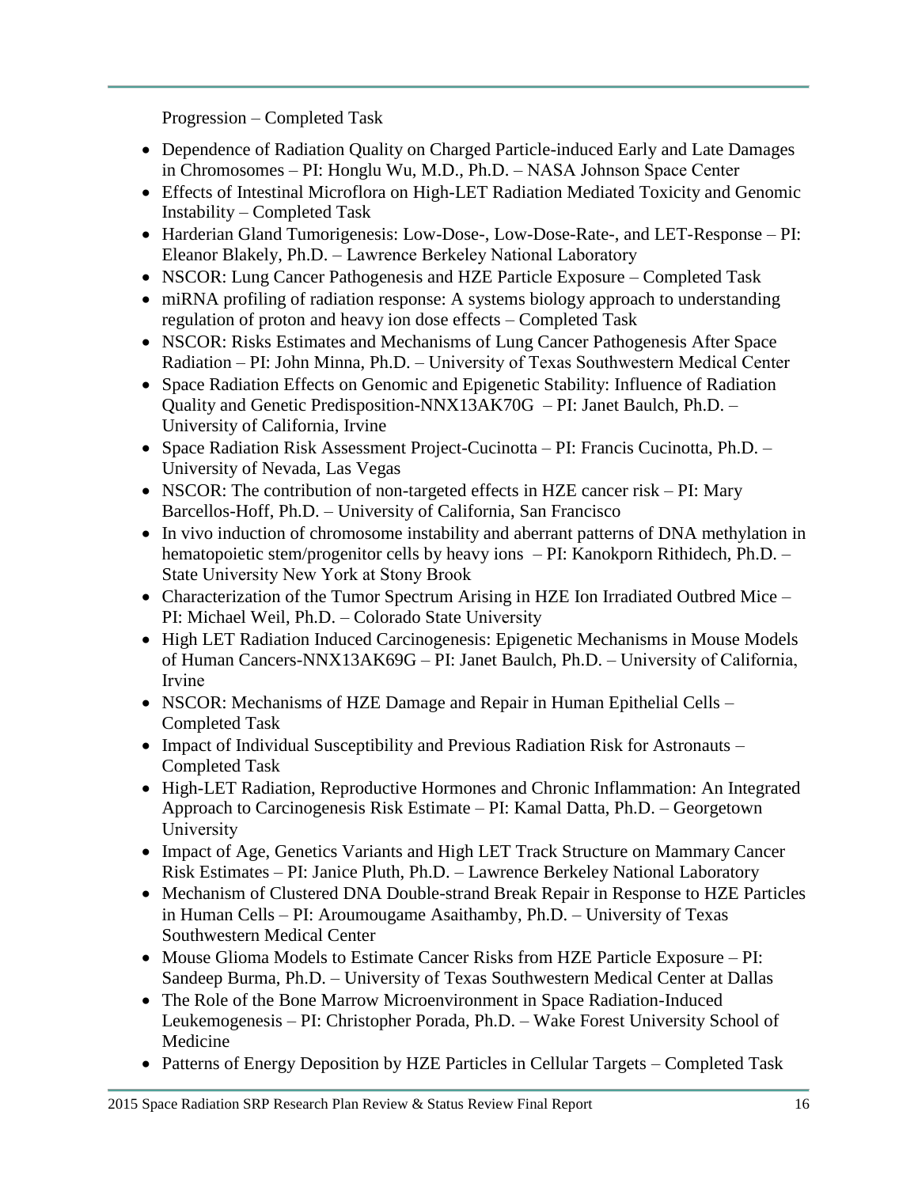Progression – Completed Task

- Dependence of Radiation Quality on Charged Particle-induced Early and Late Damages in Chromosomes – PI: Honglu Wu, M.D., Ph.D. – NASA Johnson Space Center
- Effects of Intestinal Microflora on High-LET Radiation Mediated Toxicity and Genomic Instability – Completed Task
- Harderian Gland Tumorigenesis: Low-Dose-, Low-Dose-Rate-, and LET-Response – PI: Eleanor Blakely, Ph.D. – Lawrence Berkeley National Laboratory
- NSCOR: Lung Cancer Pathogenesis and HZE Particle Exposure – Completed Task
- miRNA profiling of radiation response: A systems biology approach to understanding regulation of proton and heavy ion dose effects – Completed Task
- NSCOR: Risks Estimates and Mechanisms of Lung Cancer Pathogenesis After Space Radiation – PI: John Minna, Ph.D. – University of Texas Southwestern Medical Center
- Space Radiation Effects on Genomic and Epigenetic Stability: Influence of Radiation Quality and Genetic Predisposition-NNX13AK70G – PI: Janet Baulch, Ph.D. – University of California, Irvine
- Space Radiation Risk Assessment Project-Cucinotta – PI: Francis Cucinotta, Ph.D. – University of Nevada, Las Vegas
- NSCOR: The contribution of non-targeted effects in HZE cancer risk – PI: Mary Barcellos-Hoff, Ph.D. – University of California, San Francisco
- In vivo induction of chromosome instability and aberrant patterns of DNA methylation in hematopoietic stem/progenitor cells by heavy ions – PI: Kanokporn Rithidech, Ph.D. – State University New York at Stony Brook
- Characterization of the Tumor Spectrum Arising in HZE Ion Irradiated Outbred Mice – PI: Michael Weil, Ph.D. – Colorado State University
- High LET Radiation Induced Carcinogenesis: Epigenetic Mechanisms in Mouse Models of Human Cancers-NNX13AK69G – PI: Janet Baulch, Ph.D. – University of California, Irvine
- NSCOR: Mechanisms of HZE Damage and Repair in Human Epithelial Cells – Completed Task
- Impact of Individual Susceptibility and Previous Radiation Risk for Astronauts – Completed Task
- High-LET Radiation, Reproductive Hormones and Chronic Inflammation: An Integrated Approach to Carcinogenesis Risk Estimate – PI: Kamal Datta, Ph.D. – Georgetown University
- Impact of Age, Genetics Variants and High LET Track Structure on Mammary Cancer Risk Estimates – PI: Janice Pluth, Ph.D. – Lawrence Berkeley National Laboratory
- Mechanism of Clustered DNA Double-strand Break Repair in Response to HZE Particles in Human Cells – PI: Aroumougame Asaithamby, Ph.D. – University of Texas Southwestern Medical Center
- Mouse Glioma Models to Estimate Cancer Risks from HZE Particle Exposure – PI: Sandeep Burma, Ph.D. – University of Texas Southwestern Medical Center at Dallas
- The Role of the Bone Marrow Microenvironment in Space Radiation-Induced Leukemogenesis – PI: Christopher Porada, Ph.D. – Wake Forest University School of Medicine
- Patterns of Energy Deposition by HZE Particles in Cellular Targets – Completed Task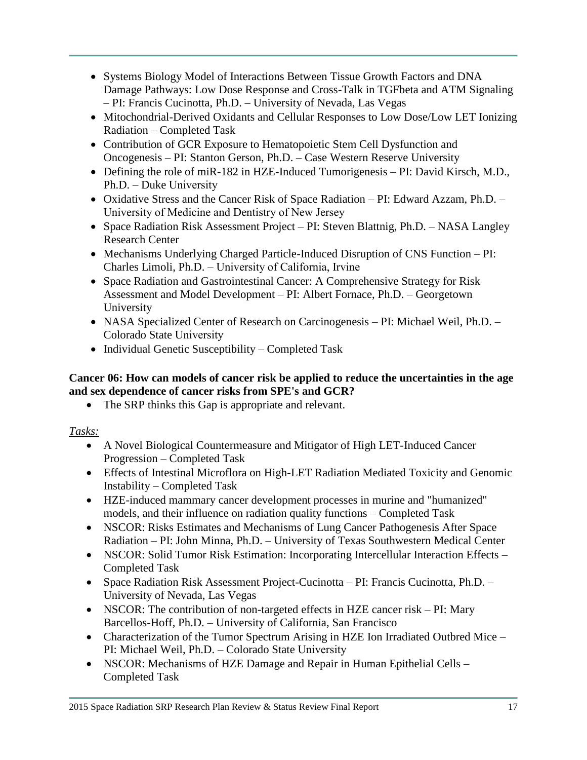- Systems Biology Model of Interactions Between Tissue Growth Factors and DNA Damage Pathways: Low Dose Response and Cross-Talk in TGFbeta and ATM Signaling – PI: Francis Cucinotta, Ph.D. – University of Nevada, Las Vegas
- Mitochondrial-Derived Oxidants and Cellular Responses to Low Dose/Low LET Ionizing Radiation – Completed Task
- Contribution of GCR Exposure to Hematopoietic Stem Cell Dysfunction and Oncogenesis – PI: Stanton Gerson, Ph.D. – Case Western Reserve University
- Defining the role of miR-182 in HZE-Induced Tumorigenesis – PI: David Kirsch, M.D., Ph.D. – Duke University
- Oxidative Stress and the Cancer Risk of Space Radiation – PI: Edward Azzam, Ph.D. – University of Medicine and Dentistry of New Jersey
- Space Radiation Risk Assessment Project – PI: Steven Blattnig, Ph.D. – NASA Langley Research Center
- Mechanisms Underlying Charged Particle-Induced Disruption of CNS Function – PI: Charles Limoli, Ph.D. – University of California, Irvine
- Space Radiation and Gastrointestinal Cancer: A Comprehensive Strategy for Risk Assessment and Model Development – PI: Albert Fornace, Ph.D. – Georgetown University
- NASA Specialized Center of Research on Carcinogenesis – PI: Michael Weil, Ph.D. – Colorado State University
- Individual Genetic Susceptibility – Completed Task

**Cancer 06: How can models of cancer risk be applied to reduce the uncertainties in the age and sex dependence of cancer risks from SPE's and GCR?**

- The SRP thinks this Gap is appropriate and relevant.

*Tasks:*

- A Novel Biological Countermeasure and Mitigator of High LET-Induced Cancer Progression – Completed Task
- Effects of Intestinal Microflora on High-LET Radiation Mediated Toxicity and Genomic Instability – Completed Task
- HZE-induced mammary cancer development processes in murine and "humanized" models, and their influence on radiation quality functions – Completed Task
- NSCOR: Risks Estimates and Mechanisms of Lung Cancer Pathogenesis After Space Radiation – PI: John Minna, Ph.D. – University of Texas Southwestern Medical Center
- NSCOR: Solid Tumor Risk Estimation: Incorporating Intercellular Interaction Effects – Completed Task
- Space Radiation Risk Assessment Project-Cucinotta – PI: Francis Cucinotta, Ph.D. – University of Nevada, Las Vegas
- NSCOR: The contribution of non-targeted effects in HZE cancer risk – PI: Mary Barcellos-Hoff, Ph.D. – University of California, San Francisco
- Characterization of the Tumor Spectrum Arising in HZE Ion Irradiated Outbred Mice – PI: Michael Weil, Ph.D. – Colorado State University
- NSCOR: Mechanisms of HZE Damage and Repair in Human Epithelial Cells – Completed Task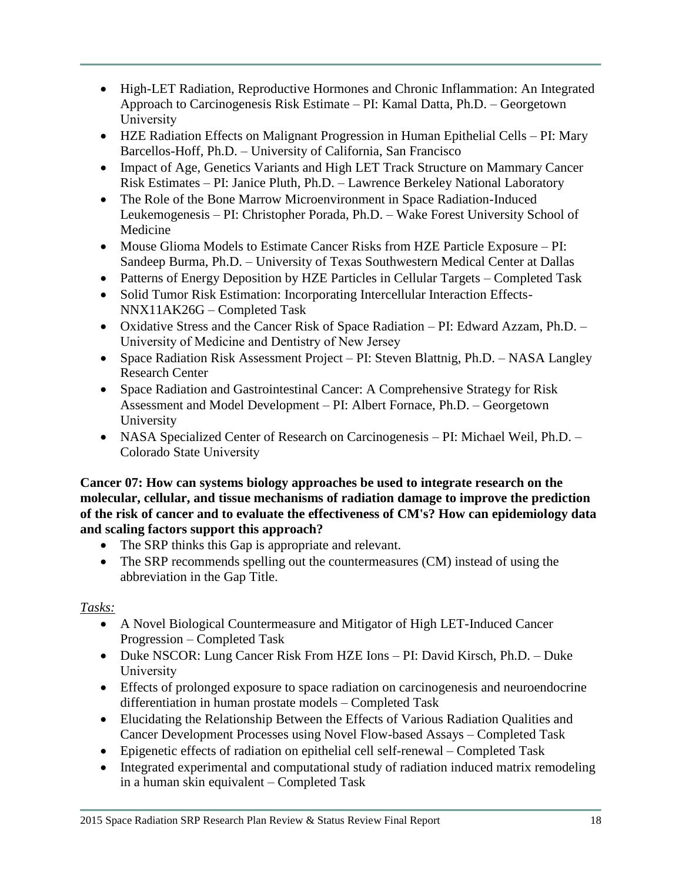- High-LET Radiation, Reproductive Hormones and Chronic Inflammation: An Integrated Approach to Carcinogenesis Risk Estimate – PI: Kamal Datta, Ph.D. – Georgetown University
- HZE Radiation Effects on Malignant Progression in Human Epithelial Cells – PI: Mary Barcellos-Hoff, Ph.D. – University of California, San Francisco
- Impact of Age, Genetics Variants and High LET Track Structure on Mammary Cancer Risk Estimates – PI: Janice Pluth, Ph.D. – Lawrence Berkeley National Laboratory
- The Role of the Bone Marrow Microenvironment in Space Radiation-Induced Leukemogenesis – PI: Christopher Porada, Ph.D. – Wake Forest University School of Medicine
- Mouse Glioma Models to Estimate Cancer Risks from HZE Particle Exposure – PI: Sandeep Burma, Ph.D. – University of Texas Southwestern Medical Center at Dallas
- Patterns of Energy Deposition by HZE Particles in Cellular Targets – Completed Task
- Solid Tumor Risk Estimation: Incorporating Intercellular Interaction Effects-NNX11AK26G – Completed Task
- Oxidative Stress and the Cancer Risk of Space Radiation – PI: Edward Azzam, Ph.D. – University of Medicine and Dentistry of New Jersey
- Space Radiation Risk Assessment Project – PI: Steven Blattnig, Ph.D. – NASA Langley Research Center
- Space Radiation and Gastrointestinal Cancer: A Comprehensive Strategy for Risk Assessment and Model Development – PI: Albert Fornace, Ph.D. – Georgetown University
- NASA Specialized Center of Research on Carcinogenesis – PI: Michael Weil, Ph.D. – Colorado State University

**Cancer 07: How can systems biology approaches be used to integrate research on the molecular, cellular, and tissue mechanisms of radiation damage to improve the prediction of the risk of cancer and to evaluate the effectiveness of CM's? How can epidemiology data and scaling factors support this approach?**

- The SRP thinks this Gap is appropriate and relevant.
- The SRP recommends spelling out the countermeasures (CM) instead of using the abbreviation in the Gap Title.

*Tasks:*

- A Novel Biological Countermeasure and Mitigator of High LET-Induced Cancer Progression – Completed Task
- Duke NSCOR: Lung Cancer Risk From HZE Ions – PI: David Kirsch, Ph.D. – Duke University
- Effects of prolonged exposure to space radiation on carcinogenesis and neuroendocrine differentiation in human prostate models – Completed Task
- Elucidating the Relationship Between the Effects of Various Radiation Qualities and Cancer Development Processes using Novel Flow-based Assays – Completed Task
- Epigenetic effects of radiation on epithelial cell self-renewal – Completed Task
- Integrated experimental and computational study of radiation induced matrix remodeling in a human skin equivalent – Completed Task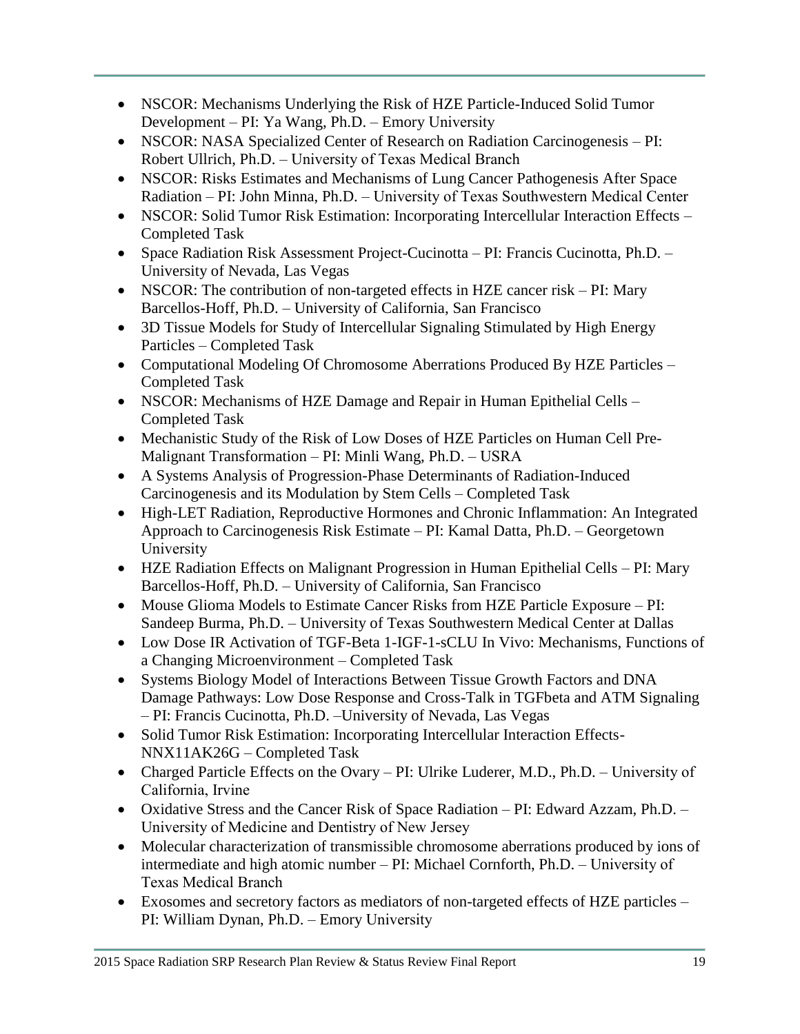- NSCOR: Mechanisms Underlying the Risk of HZE Particle-Induced Solid Tumor Development – PI: Ya Wang, Ph.D. – Emory University
- NSCOR: NASA Specialized Center of Research on Radiation Carcinogenesis – PI: Robert Ullrich, Ph.D. – University of Texas Medical Branch
- NSCOR: Risks Estimates and Mechanisms of Lung Cancer Pathogenesis After Space Radiation – PI: John Minna, Ph.D. – University of Texas Southwestern Medical Center
- NSCOR: Solid Tumor Risk Estimation: Incorporating Intercellular Interaction Effects – Completed Task
- Space Radiation Risk Assessment Project-Cucinotta – PI: Francis Cucinotta, Ph.D. – University of Nevada, Las Vegas
- NSCOR: The contribution of non-targeted effects in HZE cancer risk – PI: Mary Barcellos-Hoff, Ph.D. – University of California, San Francisco
- 3D Tissue Models for Study of Intercellular Signaling Stimulated by High Energy Particles – Completed Task
- Computational Modeling Of Chromosome Aberrations Produced By HZE Particles – Completed Task
- NSCOR: Mechanisms of HZE Damage and Repair in Human Epithelial Cells – Completed Task
- Mechanistic Study of the Risk of Low Doses of HZE Particles on Human Cell Pre-Malignant Transformation – PI: Minli Wang, Ph.D. – USRA
- A Systems Analysis of Progression-Phase Determinants of Radiation-Induced Carcinogenesis and its Modulation by Stem Cells – Completed Task
- High-LET Radiation, Reproductive Hormones and Chronic Inflammation: An Integrated Approach to Carcinogenesis Risk Estimate – PI: Kamal Datta, Ph.D. – Georgetown University
- HZE Radiation Effects on Malignant Progression in Human Epithelial Cells – PI: Mary Barcellos-Hoff, Ph.D. – University of California, San Francisco
- Mouse Glioma Models to Estimate Cancer Risks from HZE Particle Exposure – PI: Sandeep Burma, Ph.D. – University of Texas Southwestern Medical Center at Dallas
- Low Dose IR Activation of TGF-Beta 1-IGF-1-sCLU In Vivo: Mechanisms, Functions of a Changing Microenvironment – Completed Task
- Systems Biology Model of Interactions Between Tissue Growth Factors and DNA Damage Pathways: Low Dose Response and Cross-Talk in TGFbeta and ATM Signaling – PI: Francis Cucinotta, Ph.D. –University of Nevada, Las Vegas
- Solid Tumor Risk Estimation: Incorporating Intercellular Interaction Effects-NNX11AK26G – Completed Task
- Charged Particle Effects on the Ovary – PI: Ulrike Luderer, M.D., Ph.D. – University of California, Irvine
- Oxidative Stress and the Cancer Risk of Space Radiation – PI: Edward Azzam, Ph.D. – University of Medicine and Dentistry of New Jersey
- Molecular characterization of transmissible chromosome aberrations produced by ions of intermediate and high atomic number – PI: Michael Cornforth, Ph.D. – University of Texas Medical Branch
- Exosomes and secretory factors as mediators of non-targeted effects of HZE particles – PI: William Dynan, Ph.D. – Emory University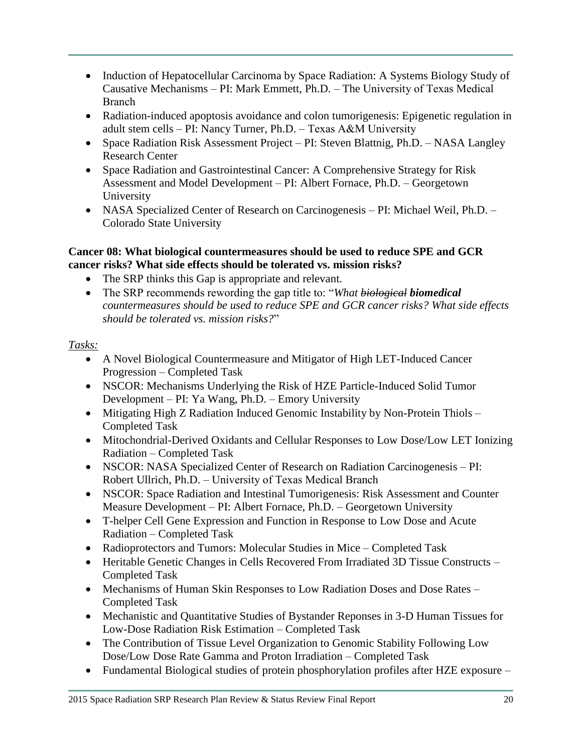- Induction of Hepatocellular Carcinoma by Space Radiation: A Systems Biology Study of Causative Mechanisms – PI: Mark Emmett, Ph.D. – The University of Texas Medical Branch
- Radiation-induced apoptosis avoidance and colon tumorigenesis: Epigenetic regulation in adult stem cells – PI: Nancy Turner, Ph.D. – Texas A&M University
- Space Radiation Risk Assessment Project – PI: Steven Blattnig, Ph.D. – NASA Langley Research Center
- Space Radiation and Gastrointestinal Cancer: A Comprehensive Strategy for Risk Assessment and Model Development – PI: Albert Fornace, Ph.D. – Georgetown University
- NASA Specialized Center of Research on Carcinogenesis – PI: Michael Weil, Ph.D. – Colorado State University

**Cancer 08: What biological countermeasures should be used to reduce SPE and GCR cancer risks? What side effects should be tolerated vs. mission risks?**

- The SRP thinks this Gap is appropriate and relevant.
- The SRP recommends rewording the gap title to: "*What ~~biological~~ **biomedical** countermeasures should be used to reduce SPE and GCR cancer risks? What side effects should be tolerated vs. mission risks?*"

*Tasks:*

- A Novel Biological Countermeasure and Mitigator of High LET-Induced Cancer Progression – Completed Task
- NSCOR: Mechanisms Underlying the Risk of HZE Particle-Induced Solid Tumor Development – PI: Ya Wang, Ph.D. – Emory University
- Mitigating High Z Radiation Induced Genomic Instability by Non-Protein Thiols – Completed Task
- Mitochondrial-Derived Oxidants and Cellular Responses to Low Dose/Low LET Ionizing Radiation – Completed Task
- NSCOR: NASA Specialized Center of Research on Radiation Carcinogenesis – PI: Robert Ullrich, Ph.D. – University of Texas Medical Branch
- NSCOR: Space Radiation and Intestinal Tumorigenesis: Risk Assessment and Counter Measure Development – PI: Albert Fornace, Ph.D. – Georgetown University
- T-helper Cell Gene Expression and Function in Response to Low Dose and Acute Radiation – Completed Task
- Radioprotectors and Tumors: Molecular Studies in Mice – Completed Task
- Heritable Genetic Changes in Cells Recovered From Irradiated 3D Tissue Constructs – Completed Task
- Mechanisms of Human Skin Responses to Low Radiation Doses and Dose Rates – Completed Task
- Mechanistic and Quantitative Studies of Bystander Reponses in 3-D Human Tissues for Low-Dose Radiation Risk Estimation – Completed Task
- The Contribution of Tissue Level Organization to Genomic Stability Following Low Dose/Low Dose Rate Gamma and Proton Irradiation – Completed Task
- Fundamental Biological studies of protein phosphorylation profiles after HZE exposure –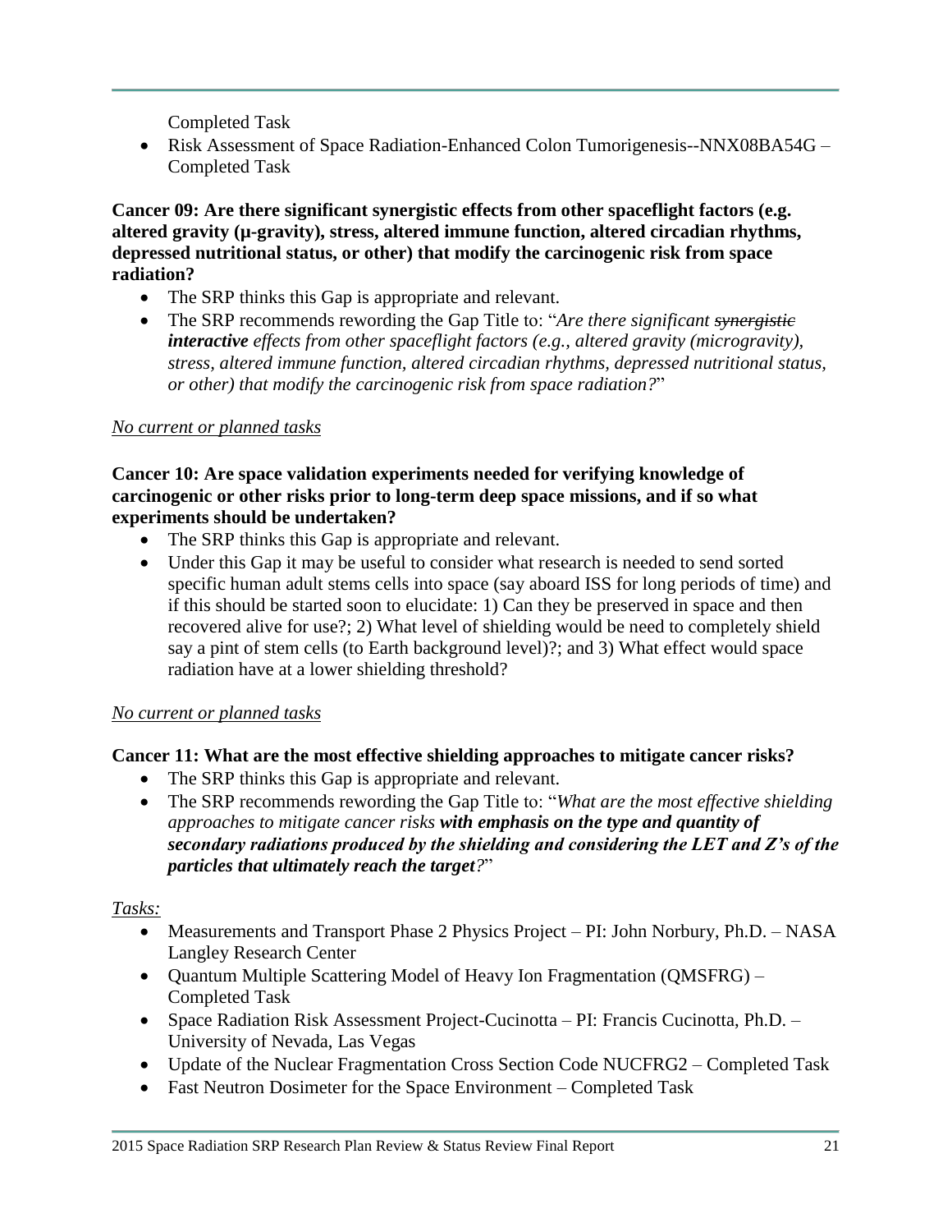Completed Task

- Risk Assessment of Space Radiation-Enhanced Colon Tumorigenesis--NNX08BA54G – Completed Task

**Cancer 09: Are there significant synergistic effects from other spaceflight factors (e.g. altered gravity (µ-gravity), stress, altered immune function, altered circadian rhythms, depressed nutritional status, or other) that modify the carcinogenic risk from space radiation?**

- The SRP thinks this Gap is appropriate and relevant.
- The SRP recommends rewording the Gap Title to: "*Are there significant ~~synergistic~~ **interactive** effects from other spaceflight factors (e.g., altered gravity (microgravity), stress, altered immune function, altered circadian rhythms, depressed nutritional status, or other) that modify the carcinogenic risk from space radiation?*"

<u>*No current or planned tasks*</u>

**Cancer 10: Are space validation experiments needed for verifying knowledge of carcinogenic or other risks prior to long-term deep space missions, and if so what experiments should be undertaken?**

- The SRP thinks this Gap is appropriate and relevant.
- Under this Gap it may be useful to consider what research is needed to send sorted specific human adult stems cells into space (say aboard ISS for long periods of time) and if this should be started soon to elucidate: 1) Can they be preserved in space and then recovered alive for use?; 2) What level of shielding would be need to completely shield say a pint of stem cells (to Earth background level)?; and 3) What effect would space radiation have at a lower shielding threshold?

<u>*No current or planned tasks*</u>

**Cancer 11: What are the most effective shielding approaches to mitigate cancer risks?**

- The SRP thinks this Gap is appropriate and relevant.
- The SRP recommends rewording the Gap Title to: "*What are the most effective shielding approaches to mitigate cancer risks **with emphasis on the type and quantity of secondary radiations produced by the shielding and considering the LET and Z's of the particles that ultimately reach the target**?*"

<u>*Tasks:*</u>

- Measurements and Transport Phase 2 Physics Project – PI: John Norbury, Ph.D. – NASA Langley Research Center
- Quantum Multiple Scattering Model of Heavy Ion Fragmentation (QMSFRG) – Completed Task
- Space Radiation Risk Assessment Project-Cucinotta – PI: Francis Cucinotta, Ph.D. – University of Nevada, Las Vegas
- Update of the Nuclear Fragmentation Cross Section Code NUCFRG2 – Completed Task
- Fast Neutron Dosimeter for the Space Environment – Completed Task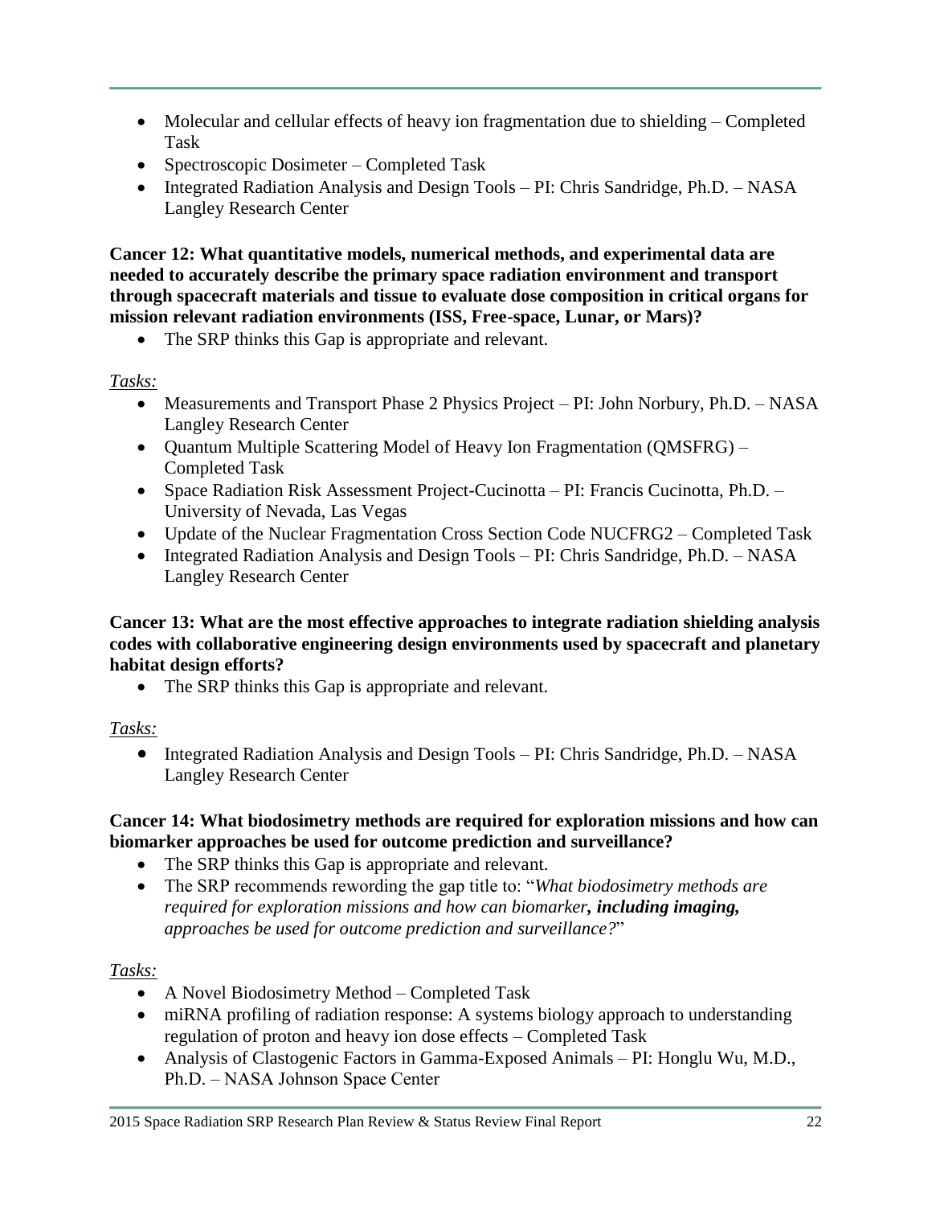- Molecular and cellular effects of heavy ion fragmentation due to shielding – Completed Task
- Spectroscopic Dosimeter – Completed Task
- Integrated Radiation Analysis and Design Tools – PI: Chris Sandridge, Ph.D. – NASA Langley Research Center

**Cancer 12: What quantitative models, numerical methods, and experimental data are needed to accurately describe the primary space radiation environment and transport through spacecraft materials and tissue to evaluate dose composition in critical organs for mission relevant radiation environments (ISS, Free-space, Lunar, or Mars)?**

- The SRP thinks this Gap is appropriate and relevant.

_Tasks:_

- Measurements and Transport Phase 2 Physics Project – PI: John Norbury, Ph.D. – NASA Langley Research Center
- Quantum Multiple Scattering Model of Heavy Ion Fragmentation (QMSFRG) – Completed Task
- Space Radiation Risk Assessment Project-Cucinotta – PI: Francis Cucinotta, Ph.D. – University of Nevada, Las Vegas
- Update of the Nuclear Fragmentation Cross Section Code NUCFRG2 – Completed Task
- Integrated Radiation Analysis and Design Tools – PI: Chris Sandridge, Ph.D. – NASA Langley Research Center

**Cancer 13: What are the most effective approaches to integrate radiation shielding analysis codes with collaborative engineering design environments used by spacecraft and planetary habitat design efforts?**

- The SRP thinks this Gap is appropriate and relevant.

_Tasks:_

- Integrated Radiation Analysis and Design Tools – PI: Chris Sandridge, Ph.D. – NASA Langley Research Center

**Cancer 14: What biodosimetry methods are required for exploration missions and how can biomarker approaches be used for outcome prediction and surveillance?**

- The SRP thinks this Gap is appropriate and relevant.
- The SRP recommends rewording the gap title to: "*What biodosimetry methods are required for exploration missions and how can biomarker**, including imaging,** approaches be used for outcome prediction and surveillance?*"

_Tasks:_

- A Novel Biodosimetry Method – Completed Task
- miRNA profiling of radiation response: A systems biology approach to understanding regulation of proton and heavy ion dose effects – Completed Task
- Analysis of Clastogenic Factors in Gamma-Exposed Animals – PI: Honglu Wu, M.D., Ph.D. – NASA Johnson Space Center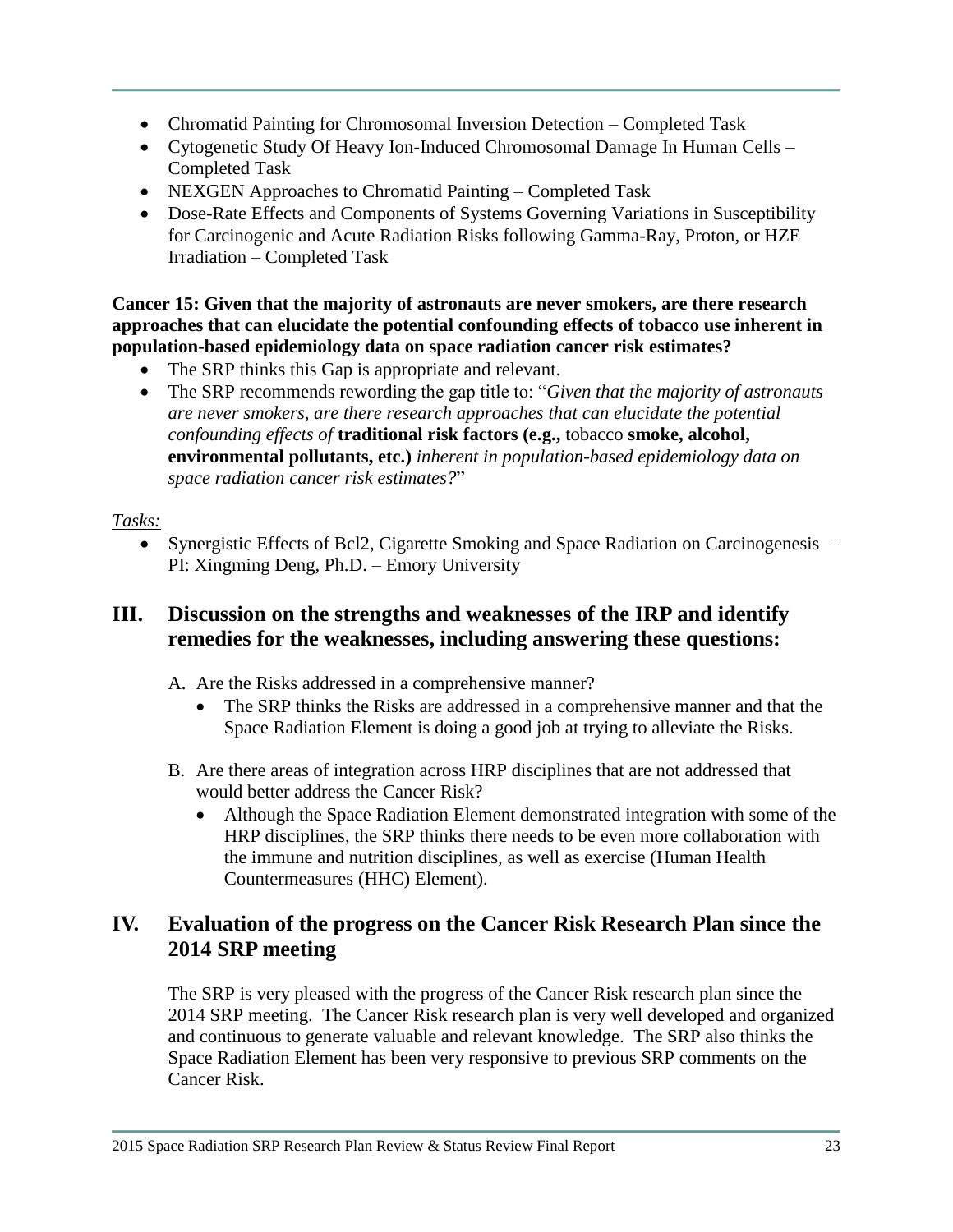- Chromatid Painting for Chromosomal Inversion Detection – Completed Task
- Cytogenetic Study Of Heavy Ion-Induced Chromosomal Damage In Human Cells – Completed Task
- NEXGEN Approaches to Chromatid Painting – Completed Task
- Dose-Rate Effects and Components of Systems Governing Variations in Susceptibility for Carcinogenic and Acute Radiation Risks following Gamma-Ray, Proton, or HZE Irradiation – Completed Task

**Cancer 15: Given that the majority of astronauts are never smokers, are there research approaches that can elucidate the potential confounding effects of tobacco use inherent in population-based epidemiology data on space radiation cancer risk estimates?**

- The SRP thinks this Gap is appropriate and relevant.
- The SRP recommends rewording the gap title to: "*Given that the majority of astronauts are never smokers, are there research approaches that can elucidate the potential confounding effects of* **traditional risk factors (e.g.,** tobacco **smoke, alcohol, environmental pollutants, etc.)** *inherent in population-based epidemiology data on space radiation cancer risk estimates?*"

*Tasks:*

- Synergistic Effects of Bcl2, Cigarette Smoking and Space Radiation on Carcinogenesis – PI: Xingming Deng, Ph.D. – Emory University

## III. Discussion on the strengths and weaknesses of the IRP and identify remedies for the weaknesses, including answering these questions:

A. Are the Risks addressed in a comprehensive manner?
   - The SRP thinks the Risks are addressed in a comprehensive manner and that the Space Radiation Element is doing a good job at trying to alleviate the Risks.

B. Are there areas of integration across HRP disciplines that are not addressed that would better address the Cancer Risk?
   - Although the Space Radiation Element demonstrated integration with some of the HRP disciplines, the SRP thinks there needs to be even more collaboration with the immune and nutrition disciplines, as well as exercise (Human Health Countermeasures (HHC) Element).

## IV. Evaluation of the progress on the Cancer Risk Research Plan since the 2014 SRP meeting

The SRP is very pleased with the progress of the Cancer Risk research plan since the 2014 SRP meeting. The Cancer Risk research plan is very well developed and organized and continuous to generate valuable and relevant knowledge. The SRP also thinks the Space Radiation Element has been very responsive to previous SRP comments on the Cancer Risk.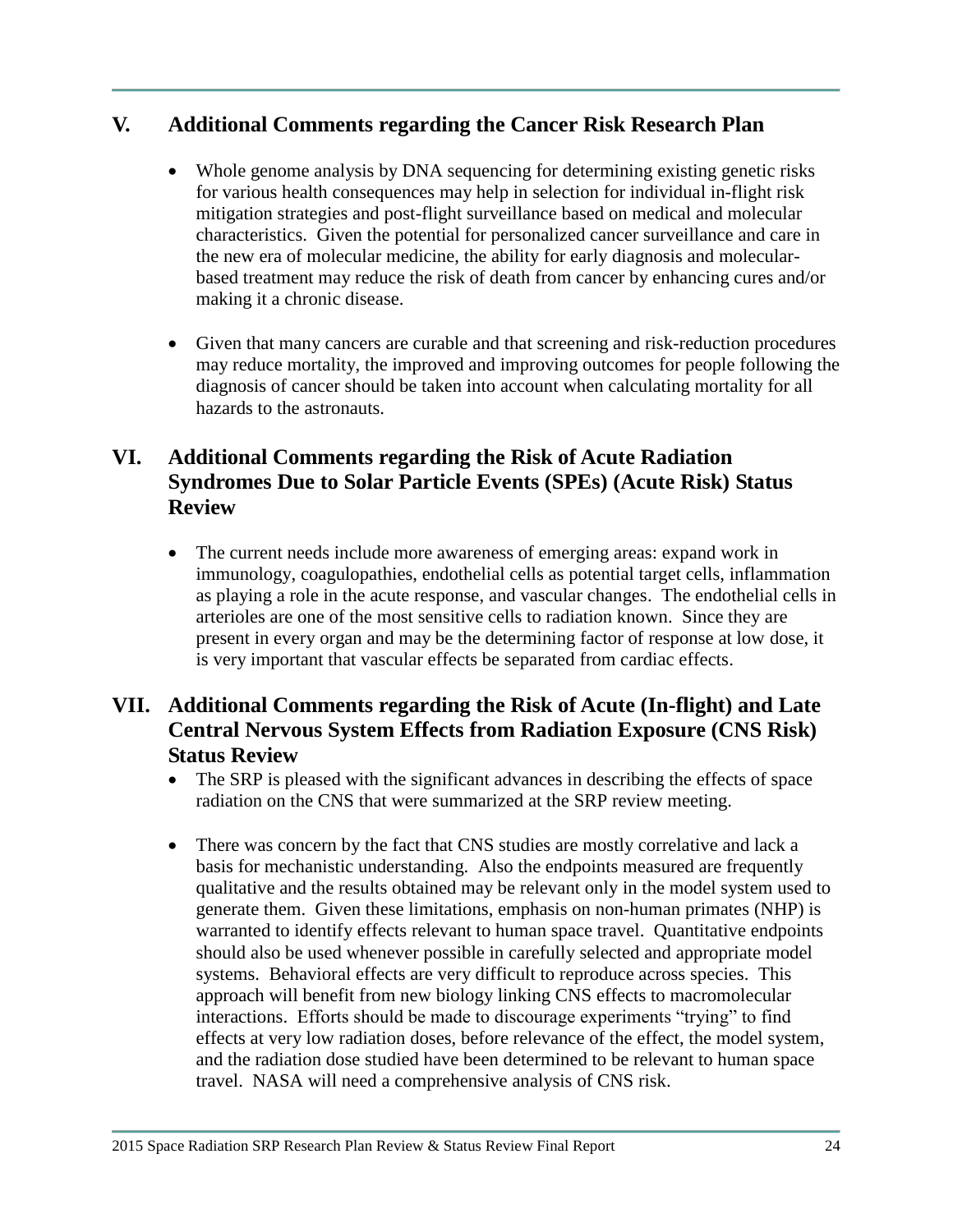## V. Additional Comments regarding the Cancer Risk Research Plan

- Whole genome analysis by DNA sequencing for determining existing genetic risks for various health consequences may help in selection for individual in-flight risk mitigation strategies and post-flight surveillance based on medical and molecular characteristics. Given the potential for personalized cancer surveillance and care in the new era of molecular medicine, the ability for early diagnosis and molecular-based treatment may reduce the risk of death from cancer by enhancing cures and/or making it a chronic disease.

- Given that many cancers are curable and that screening and risk-reduction procedures may reduce mortality, the improved and improving outcomes for people following the diagnosis of cancer should be taken into account when calculating mortality for all hazards to the astronauts.

## VI. Additional Comments regarding the Risk of Acute Radiation Syndromes Due to Solar Particle Events (SPEs) (Acute Risk) Status Review

- The current needs include more awareness of emerging areas: expand work in immunology, coagulopathies, endothelial cells as potential target cells, inflammation as playing a role in the acute response, and vascular changes. The endothelial cells in arterioles are one of the most sensitive cells to radiation known. Since they are present in every organ and may be the determining factor of response at low dose, it is very important that vascular effects be separated from cardiac effects.

## VII. Additional Comments regarding the Risk of Acute (In-flight) and Late Central Nervous System Effects from Radiation Exposure (CNS Risk) Status Review

- The SRP is pleased with the significant advances in describing the effects of space radiation on the CNS that were summarized at the SRP review meeting.

- There was concern by the fact that CNS studies are mostly correlative and lack a basis for mechanistic understanding. Also the endpoints measured are frequently qualitative and the results obtained may be relevant only in the model system used to generate them. Given these limitations, emphasis on non-human primates (NHP) is warranted to identify effects relevant to human space travel. Quantitative endpoints should also be used whenever possible in carefully selected and appropriate model systems. Behavioral effects are very difficult to reproduce across species. This approach will benefit from new biology linking CNS effects to macromolecular interactions. Efforts should be made to discourage experiments "trying" to find effects at very low radiation doses, before relevance of the effect, the model system, and the radiation dose studied have been determined to be relevant to human space travel. NASA will need a comprehensive analysis of CNS risk.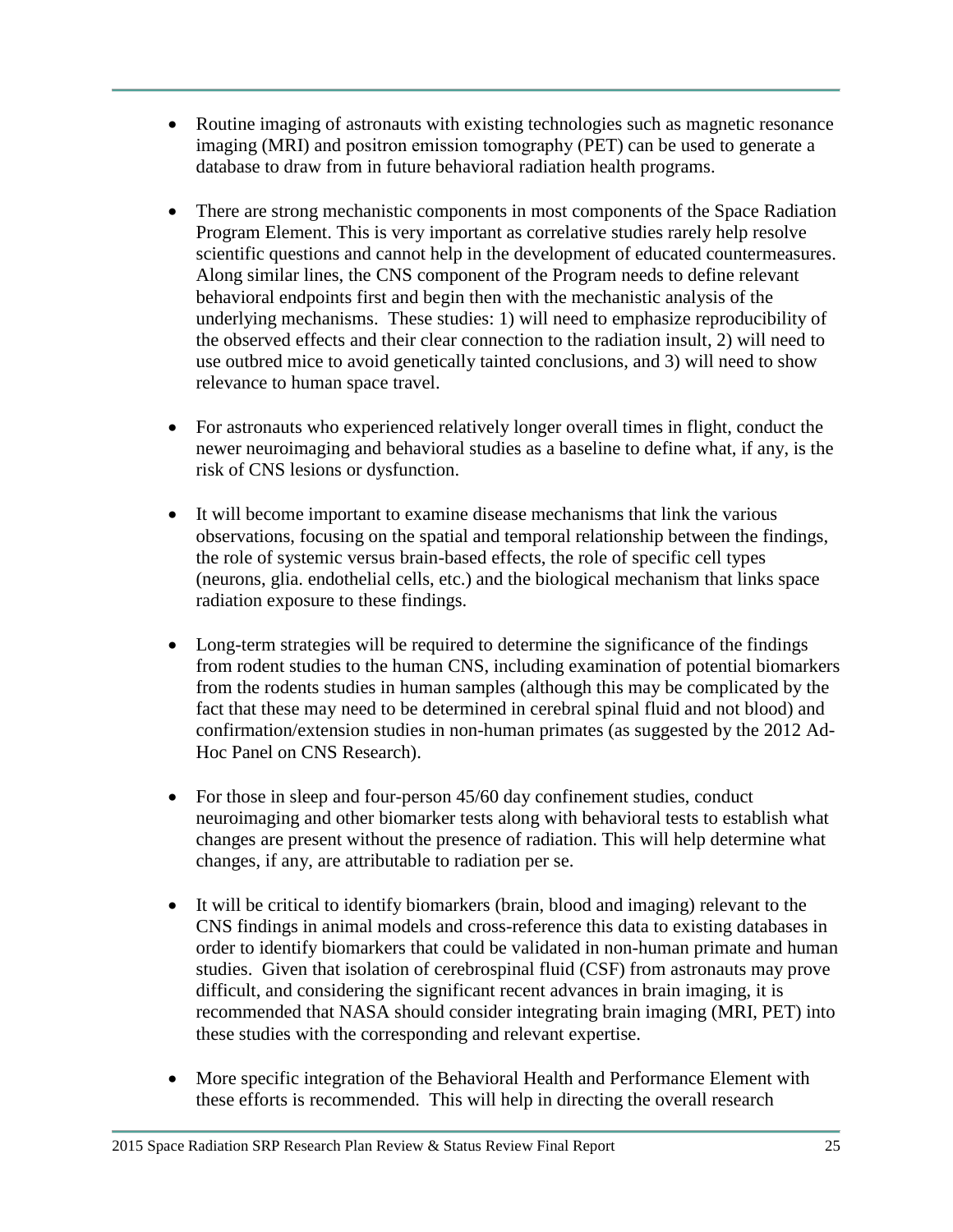- Routine imaging of astronauts with existing technologies such as magnetic resonance imaging (MRI) and positron emission tomography (PET) can be used to generate a database to draw from in future behavioral radiation health programs.

- There are strong mechanistic components in most components of the Space Radiation Program Element. This is very important as correlative studies rarely help resolve scientific questions and cannot help in the development of educated countermeasures. Along similar lines, the CNS component of the Program needs to define relevant behavioral endpoints first and begin then with the mechanistic analysis of the underlying mechanisms. These studies: 1) will need to emphasize reproducibility of the observed effects and their clear connection to the radiation insult, 2) will need to use outbred mice to avoid genetically tainted conclusions, and 3) will need to show relevance to human space travel.

- For astronauts who experienced relatively longer overall times in flight, conduct the newer neuroimaging and behavioral studies as a baseline to define what, if any, is the risk of CNS lesions or dysfunction.

- It will become important to examine disease mechanisms that link the various observations, focusing on the spatial and temporal relationship between the findings, the role of systemic versus brain-based effects, the role of specific cell types (neurons, glia. endothelial cells, etc.) and the biological mechanism that links space radiation exposure to these findings.

- Long-term strategies will be required to determine the significance of the findings from rodent studies to the human CNS, including examination of potential biomarkers from the rodents studies in human samples (although this may be complicated by the fact that these may need to be determined in cerebral spinal fluid and not blood) and confirmation/extension studies in non-human primates (as suggested by the 2012 Ad-Hoc Panel on CNS Research).

- For those in sleep and four-person 45/60 day confinement studies, conduct neuroimaging and other biomarker tests along with behavioral tests to establish what changes are present without the presence of radiation. This will help determine what changes, if any, are attributable to radiation per se.

- It will be critical to identify biomarkers (brain, blood and imaging) relevant to the CNS findings in animal models and cross-reference this data to existing databases in order to identify biomarkers that could be validated in non-human primate and human studies. Given that isolation of cerebrospinal fluid (CSF) from astronauts may prove difficult, and considering the significant recent advances in brain imaging, it is recommended that NASA should consider integrating brain imaging (MRI, PET) into these studies with the corresponding and relevant expertise.

- More specific integration of the Behavioral Health and Performance Element with these efforts is recommended. This will help in directing the overall research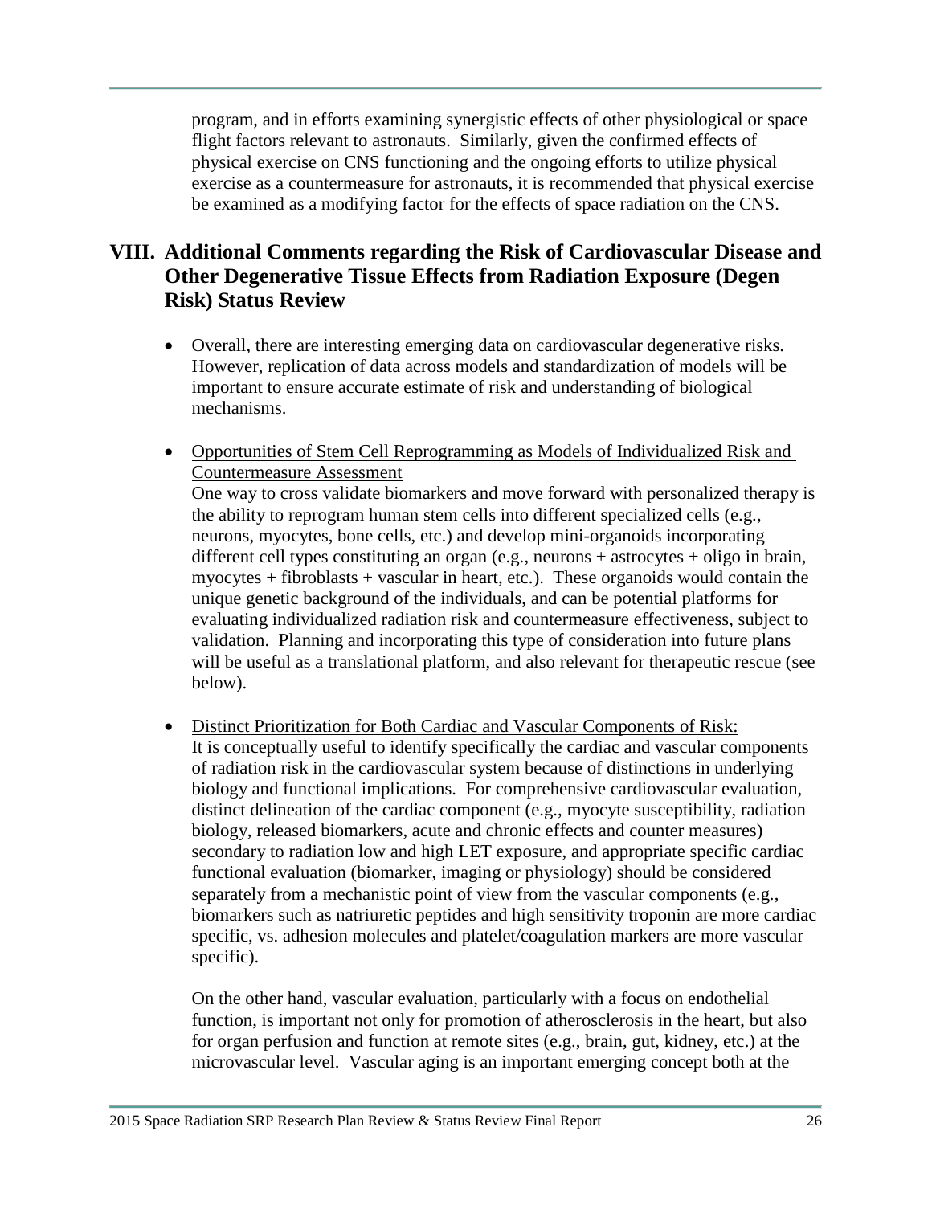program, and in efforts examining synergistic effects of other physiological or space flight factors relevant to astronauts. Similarly, given the confirmed effects of physical exercise on CNS functioning and the ongoing efforts to utilize physical exercise as a countermeasure for astronauts, it is recommended that physical exercise be examined as a modifying factor for the effects of space radiation on the CNS.

## VIII. Additional Comments regarding the Risk of Cardiovascular Disease and Other Degenerative Tissue Effects from Radiation Exposure (Degen Risk) Status Review

- Overall, there are interesting emerging data on cardiovascular degenerative risks. However, replication of data across models and standardization of models will be important to ensure accurate estimate of risk and understanding of biological mechanisms.

- <u>Opportunities of Stem Cell Reprogramming as Models of Individualized Risk and Countermeasure Assessment</u>
  One way to cross validate biomarkers and move forward with personalized therapy is the ability to reprogram human stem cells into different specialized cells (e.g., neurons, myocytes, bone cells, etc.) and develop mini-organoids incorporating different cell types constituting an organ (e.g., neurons + astrocytes + oligo in brain, myocytes + fibroblasts + vascular in heart, etc.). These organoids would contain the unique genetic background of the individuals, and can be potential platforms for evaluating individualized radiation risk and countermeasure effectiveness, subject to validation. Planning and incorporating this type of consideration into future plans will be useful as a translational platform, and also relevant for therapeutic rescue (see below).

- <u>Distinct Prioritization for Both Cardiac and Vascular Components of Risk:</u>
  It is conceptually useful to identify specifically the cardiac and vascular components of radiation risk in the cardiovascular system because of distinctions in underlying biology and functional implications. For comprehensive cardiovascular evaluation, distinct delineation of the cardiac component (e.g., myocyte susceptibility, radiation biology, released biomarkers, acute and chronic effects and counter measures) secondary to radiation low and high LET exposure, and appropriate specific cardiac functional evaluation (biomarker, imaging or physiology) should be considered separately from a mechanistic point of view from the vascular components (e.g., biomarkers such as natriuretic peptides and high sensitivity troponin are more cardiac specific, vs. adhesion molecules and platelet/coagulation markers are more vascular specific).

  On the other hand, vascular evaluation, particularly with a focus on endothelial function, is important not only for promotion of atherosclerosis in the heart, but also for organ perfusion and function at remote sites (e.g., brain, gut, kidney, etc.) at the microvascular level. Vascular aging is an important emerging concept both at the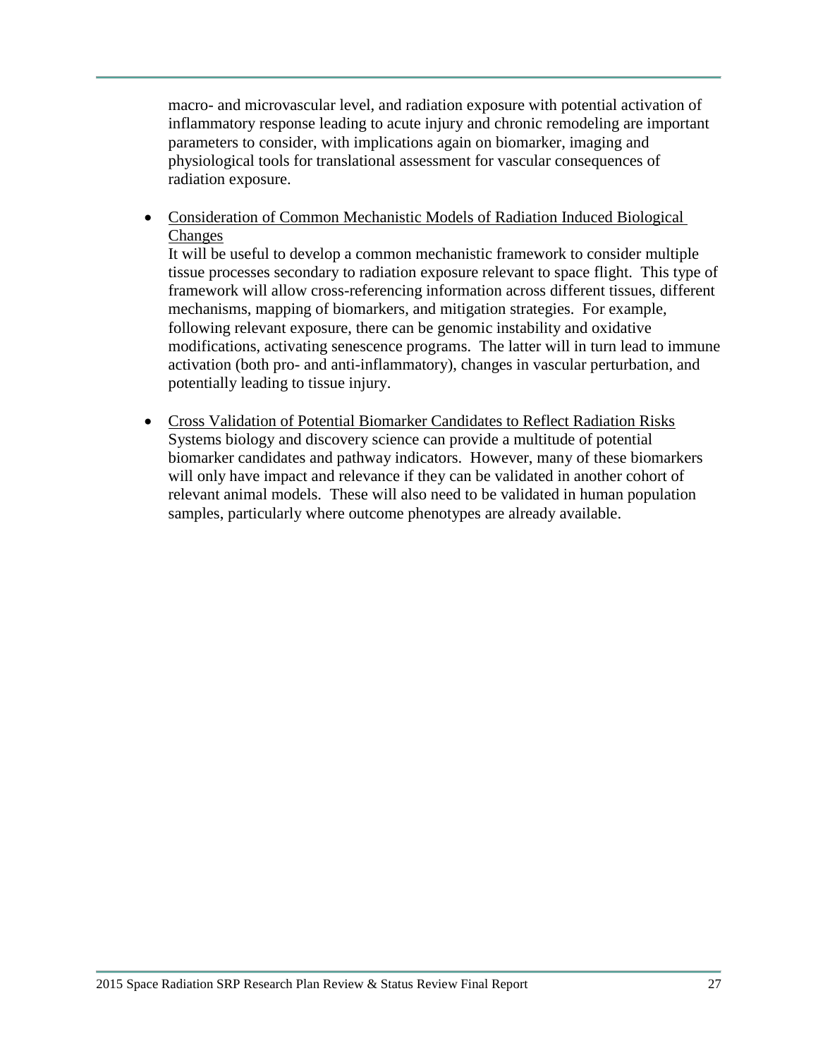macro- and microvascular level, and radiation exposure with potential activation of inflammatory response leading to acute injury and chronic remodeling are important parameters to consider, with implications again on biomarker, imaging and physiological tools for translational assessment for vascular consequences of radiation exposure.

- <u>Consideration of Common Mechanistic Models of Radiation Induced Biological Changes</u>
  It will be useful to develop a common mechanistic framework to consider multiple tissue processes secondary to radiation exposure relevant to space flight. This type of framework will allow cross-referencing information across different tissues, different mechanisms, mapping of biomarkers, and mitigation strategies. For example, following relevant exposure, there can be genomic instability and oxidative modifications, activating senescence programs. The latter will in turn lead to immune activation (both pro- and anti-inflammatory), changes in vascular perturbation, and potentially leading to tissue injury.

- <u>Cross Validation of Potential Biomarker Candidates to Reflect Radiation Risks</u>
  Systems biology and discovery science can provide a multitude of potential biomarker candidates and pathway indicators. However, many of these biomarkers will only have impact and relevance if they can be validated in another cohort of relevant animal models. These will also need to be validated in human population samples, particularly where outcome phenotypes are already available.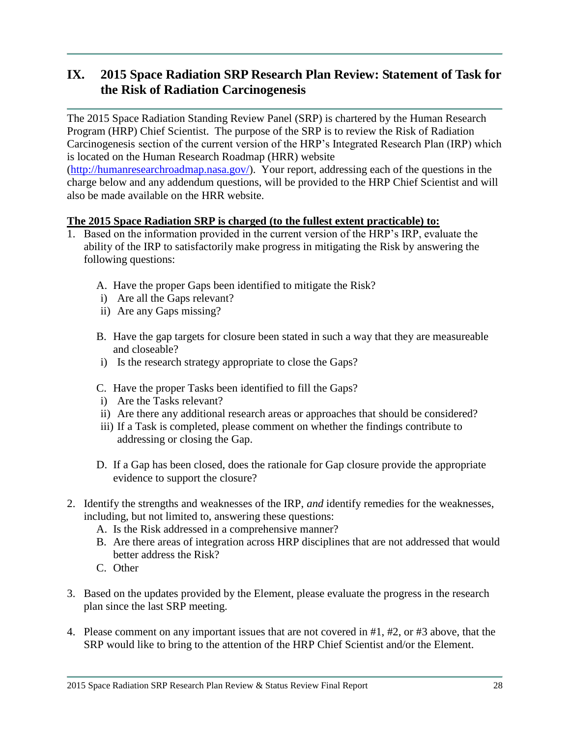# IX. 2015 Space Radiation SRP Research Plan Review: Statement of Task for the Risk of Radiation Carcinogenesis

The 2015 Space Radiation Standing Review Panel (SRP) is chartered by the Human Research Program (HRP) Chief Scientist. The purpose of the SRP is to review the Risk of Radiation Carcinogenesis section of the current version of the HRP's Integrated Research Plan (IRP) which is located on the Human Research Roadmap (HRR) website (http://humanresearchroadmap.nasa.gov/). Your report, addressing each of the questions in the charge below and any addendum questions, will be provided to the HRP Chief Scientist and will also be made available on the HRR website.

**The 2015 Space Radiation SRP is charged (to the fullest extent practicable) to:**

1. Based on the information provided in the current version of the HRP's IRP, evaluate the ability of the IRP to satisfactorily make progress in mitigating the Risk by answering the following questions:

   A. Have the proper Gaps been identified to mitigate the Risk?
      i) Are all the Gaps relevant?
      ii) Are any Gaps missing?

   B. Have the gap targets for closure been stated in such a way that they are measureable and closeable?
      i) Is the research strategy appropriate to close the Gaps?

   C. Have the proper Tasks been identified to fill the Gaps?
      i) Are the Tasks relevant?
      ii) Are there any additional research areas or approaches that should be considered?
      iii) If a Task is completed, please comment on whether the findings contribute to addressing or closing the Gap.

   D. If a Gap has been closed, does the rationale for Gap closure provide the appropriate evidence to support the closure?

2. Identify the strengths and weaknesses of the IRP, *and* identify remedies for the weaknesses, including, but not limited to, answering these questions:
   A. Is the Risk addressed in a comprehensive manner?
   B. Are there areas of integration across HRP disciplines that are not addressed that would better address the Risk?
   C. Other

3. Based on the updates provided by the Element, please evaluate the progress in the research plan since the last SRP meeting.

4. Please comment on any important issues that are not covered in #1, #2, or #3 above, that the SRP would like to bring to the attention of the HRP Chief Scientist and/or the Element.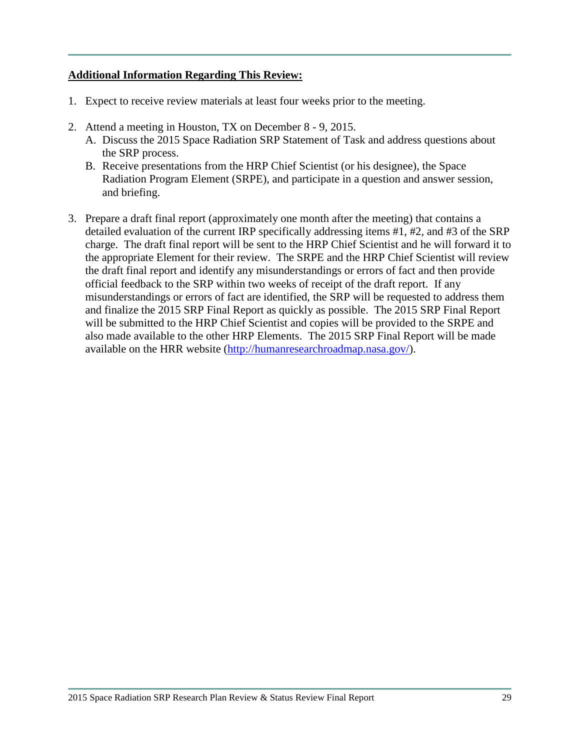**Additional Information Regarding This Review:**

1. Expect to receive review materials at least four weeks prior to the meeting.

2. Attend a meeting in Houston, TX on December 8 - 9, 2015.
   A. Discuss the 2015 Space Radiation SRP Statement of Task and address questions about the SRP process.
   B. Receive presentations from the HRP Chief Scientist (or his designee), the Space Radiation Program Element (SRPE), and participate in a question and answer session, and briefing.

3. Prepare a draft final report (approximately one month after the meeting) that contains a detailed evaluation of the current IRP specifically addressing items #1, #2, and #3 of the SRP charge. The draft final report will be sent to the HRP Chief Scientist and he will forward it to the appropriate Element for their review. The SRPE and the HRP Chief Scientist will review the draft final report and identify any misunderstandings or errors of fact and then provide official feedback to the SRP within two weeks of receipt of the draft report. If any misunderstandings or errors of fact are identified, the SRP will be requested to address them and finalize the 2015 SRP Final Report as quickly as possible. The 2015 SRP Final Report will be submitted to the HRP Chief Scientist and copies will be provided to the SRPE and also made available to the other HRP Elements. The 2015 SRP Final Report will be made available on the HRR website (http://humanresearchroadmap.nasa.gov/).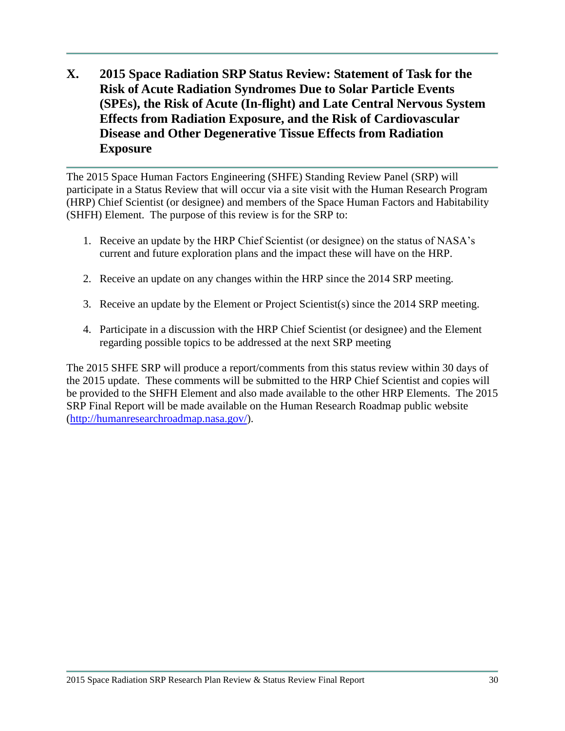# X. 2015 Space Radiation SRP Status Review: Statement of Task for the Risk of Acute Radiation Syndromes Due to Solar Particle Events (SPEs), the Risk of Acute (In-flight) and Late Central Nervous System Effects from Radiation Exposure, and the Risk of Cardiovascular Disease and Other Degenerative Tissue Effects from Radiation Exposure

The 2015 Space Human Factors Engineering (SHFE) Standing Review Panel (SRP) will participate in a Status Review that will occur via a site visit with the Human Research Program (HRP) Chief Scientist (or designee) and members of the Space Human Factors and Habitability (SHFH) Element. The purpose of this review is for the SRP to:

1. Receive an update by the HRP Chief Scientist (or designee) on the status of NASA's current and future exploration plans and the impact these will have on the HRP.
2. Receive an update on any changes within the HRP since the 2014 SRP meeting.
3. Receive an update by the Element or Project Scientist(s) since the 2014 SRP meeting.
4. Participate in a discussion with the HRP Chief Scientist (or designee) and the Element regarding possible topics to be addressed at the next SRP meeting

The 2015 SHFE SRP will produce a report/comments from this status review within 30 days of the 2015 update. These comments will be submitted to the HRP Chief Scientist and copies will be provided to the SHFH Element and also made available to the other HRP Elements. The 2015 SRP Final Report will be made available on the Human Research Roadmap public website (http://humanresearchroadmap.nasa.gov/).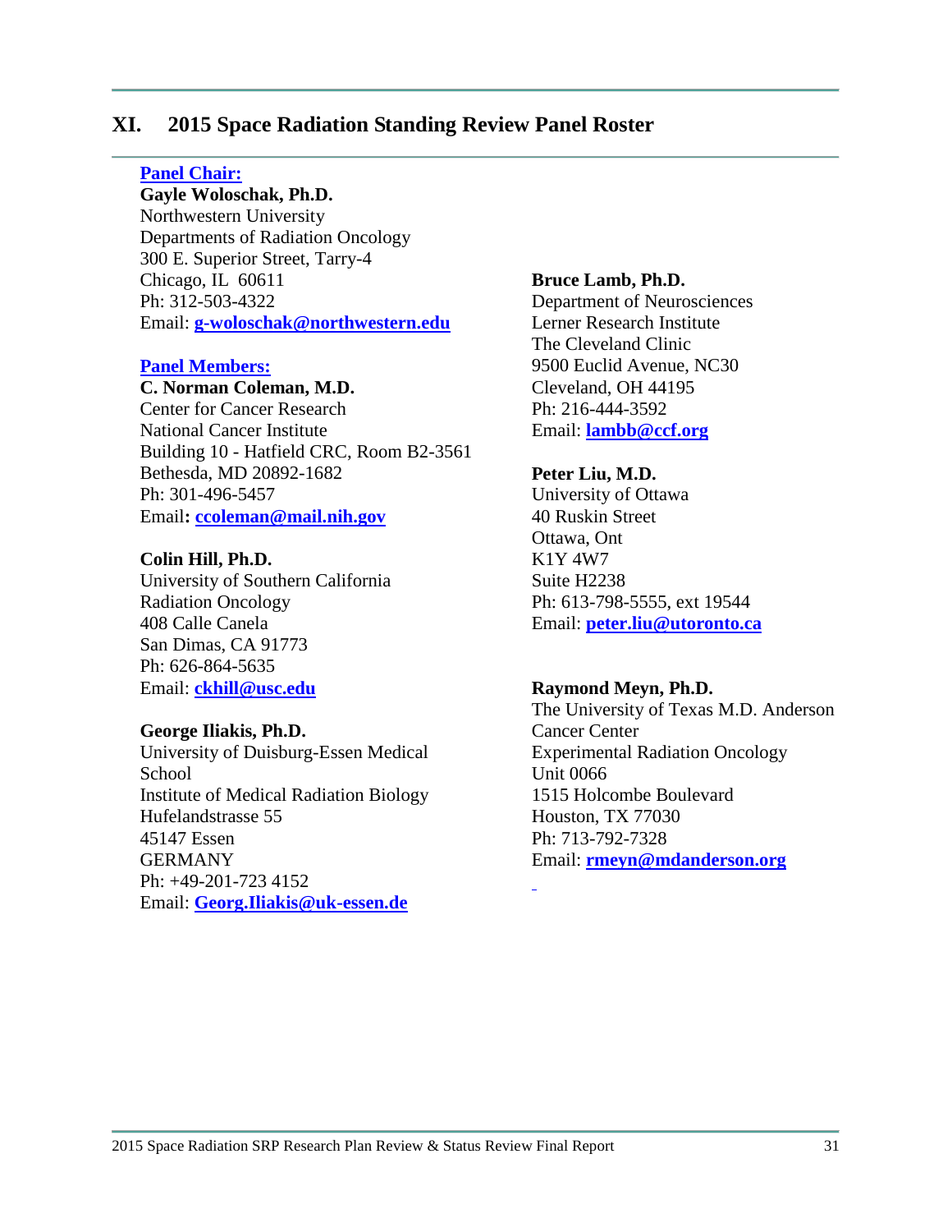## XI. 2015 Space Radiation Standing Review Panel Roster

**Panel Chair:**

**Gayle Woloschak, Ph.D.**
Northwestern University
Departments of Radiation Oncology
300 E. Superior Street, Tarry-4
Chicago, IL 60611
Ph: 312-503-4322
Email: **g-woloschak@northwestern.edu**

**Panel Members:**

**C. Norman Coleman, M.D.**
Center for Cancer Research
National Cancer Institute
Building 10 - Hatfield CRC, Room B2-3561
Bethesda, MD 20892-1682
Ph: 301-496-5457
Email**: ccoleman@mail.nih.gov**

**Colin Hill, Ph.D.**
University of Southern California
Radiation Oncology
408 Calle Canela
San Dimas, CA 91773
Ph: 626-864-5635
Email: **ckhill@usc.edu**

**George Iliakis, Ph.D.**
University of Duisburg-Essen Medical School
Institute of Medical Radiation Biology
Hufelandstrasse 55
45147 Essen
GERMANY
Ph: +49-201-723 4152
Email: **Georg.Iliakis@uk-essen.de**

**Bruce Lamb, Ph.D.**
Department of Neurosciences
Lerner Research Institute
The Cleveland Clinic
9500 Euclid Avenue, NC30
Cleveland, OH 44195
Ph: 216-444-3592
Email: **lambb@ccf.org**

**Peter Liu, M.D.**
University of Ottawa
40 Ruskin Street
Ottawa, Ont
K1Y 4W7
Suite H2238
Ph: 613-798-5555, ext 19544
Email: **peter.liu@utoronto.ca**

**Raymond Meyn, Ph.D.**
The University of Texas M.D. Anderson Cancer Center
Experimental Radiation Oncology
Unit 0066
1515 Holcombe Boulevard
Houston, TX 77030
Ph: 713-792-7328
Email: **rmeyn@mdanderson.org**